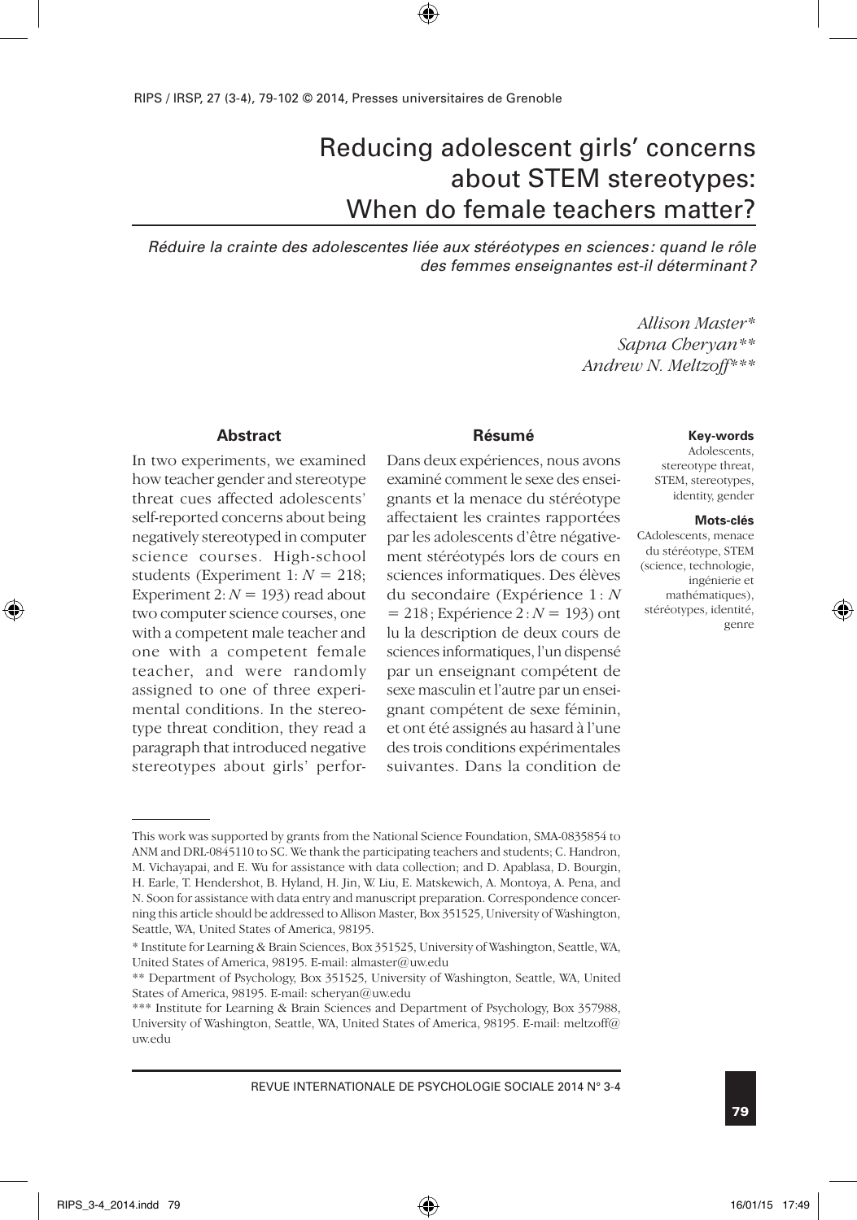# Reducing adolescent girls' concerns about STEM stereotypes: When do female teachers matter?

*Réduire la crainte des adolescentes liée aux stéréotypes en sciences : quand le rôle des femmes enseignantes est-il déterminant ?*

*Allison Master\**
*Sapna Cheryan\*\**
*Andrew N. Meltzoff\*\*\**

**Key-words**
Adolescents, stereotype threat, STEM, stereotypes, identity, gender

**Mots-clés**
CAdolescents, menace du stéréotype, STEM (science, technologie, ingénierie et mathématiques), stéréotypes, identité, genre

## Abstract

In two experiments, we examined how teacher gender and stereotype threat cues affected adolescents' self-reported concerns about being negatively stereotyped in computer science courses. High-school students (Experiment 1: $N = 218$; Experiment 2: $N = 193$) read about two computer science courses, one with a competent male teacher and one with a competent female teacher, and were randomly assigned to one of three experimental conditions. In the stereotype threat condition, they read a paragraph that introduced negative stereotypes about girls' perfor-

## Résumé

Dans deux expériences, nous avons examiné comment le sexe des enseignants et la menace du stéréotype affectaient les craintes rapportées par les adolescents d'être négativement stéréotypés lors de cours en sciences informatiques. Des élèves du secondaire (Expérience 1 : $N = 218$ ; Expérience 2 : $N = 193$) ont lu la description de deux cours de sciences informatiques, l'un dispensé par un enseignant compétent de sexe masculin et l'autre par un enseignant compétent de sexe féminin, et ont été assignés au hasard à l'une des trois conditions expérimentales suivantes. Dans la condition de

---

This work was supported by grants from the National Science Foundation, SMA-0835854 to ANM and DRL-0845110 to SC. We thank the participating teachers and students; C. Handron, M. Vichayapai, and E. Wu for assistance with data collection; and D. Apablasa, D. Bourgin, H. Earle, T. Hendershot, B. Hyland, H. Jin, W. Liu, E. Matskewich, A. Montoya, A. Pena, and N. Soon for assistance with data entry and manuscript preparation. Correspondence concerning this article should be addressed to Allison Master, Box 351525, University of Washington, Seattle, WA, United States of America, 98195.

\* Institute for Learning & Brain Sciences, Box 351525, University of Washington, Seattle, WA, United States of America, 98195. E-mail: almaster@uw.edu

\*\* Department of Psychology, Box 351525, University of Washington, Seattle, WA, United States of America, 98195. E-mail: scheryan@uw.edu

\*\*\* Institute for Learning & Brain Sciences and Department of Psychology, Box 357988, University of Washington, Seattle, WA, United States of America, 98195. E-mail: meltzoff@uw.edu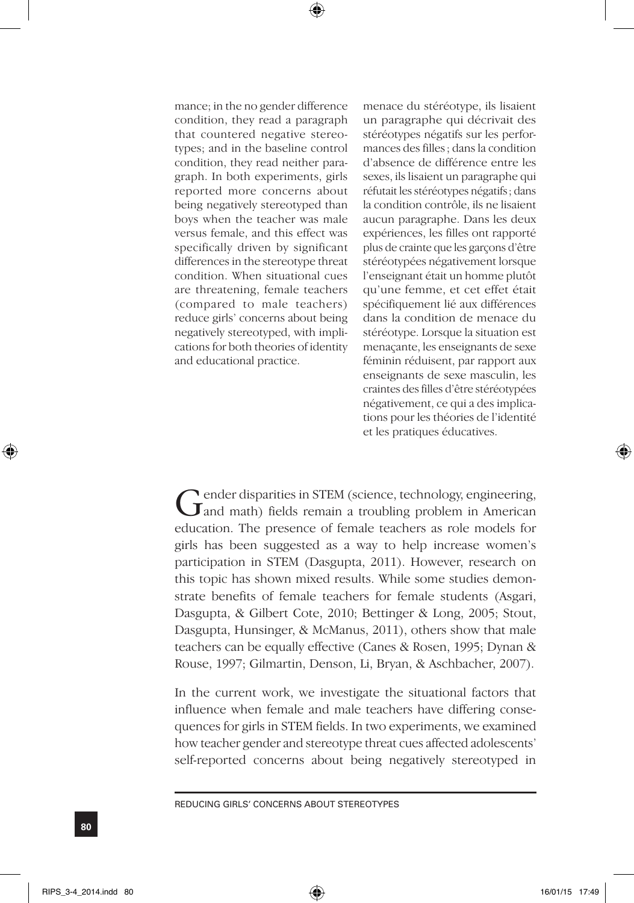mance; in the no gender difference condition, they read a paragraph that countered negative stereotypes; and in the baseline control condition, they read neither paragraph. In both experiments, girls reported more concerns about being negatively stereotyped than boys when the teacher was male versus female, and this effect was specifically driven by significant differences in the stereotype threat condition. When situational cues are threatening, female teachers (compared to male teachers) reduce girls' concerns about being negatively stereotyped, with implications for both theories of identity and educational practice.

menace du stéréotype, ils lisaient un paragraphe qui décrivait des stéréotypes négatifs sur les performances des filles ; dans la condition d'absence de différence entre les sexes, ils lisaient un paragraphe qui réfutait les stéréotypes négatifs ; dans la condition contrôle, ils ne lisaient aucun paragraphe. Dans les deux expériences, les filles ont rapporté plus de crainte que les garçons d'être stéréotypées négativement lorsque l'enseignant était un homme plutôt qu'une femme, et cet effet était spécifiquement lié aux différences dans la condition de menace du stéréotype. Lorsque la situation est menaçante, les enseignants de sexe féminin réduisent, par rapport aux enseignants de sexe masculin, les craintes des filles d'être stéréotypées négativement, ce qui a des implications pour les théories de l'identité et les pratiques éducatives.

Gender disparities in STEM (science, technology, engineering, and math) fields remain a troubling problem in American education. The presence of female teachers as role models for girls has been suggested as a way to help increase women's participation in STEM (Dasgupta, 2011). However, research on this topic has shown mixed results. While some studies demonstrate benefits of female teachers for female students (Asgari, Dasgupta, & Gilbert Cote, 2010; Bettinger & Long, 2005; Stout, Dasgupta, Hunsinger, & McManus, 2011), others show that male teachers can be equally effective (Canes & Rosen, 1995; Dynan & Rouse, 1997; Gilmartin, Denson, Li, Bryan, & Aschbacher, 2007).

In the current work, we investigate the situational factors that influence when female and male teachers have differing consequences for girls in STEM fields. In two experiments, we examined how teacher gender and stereotype threat cues affected adolescents' self-reported concerns about being negatively stereotyped in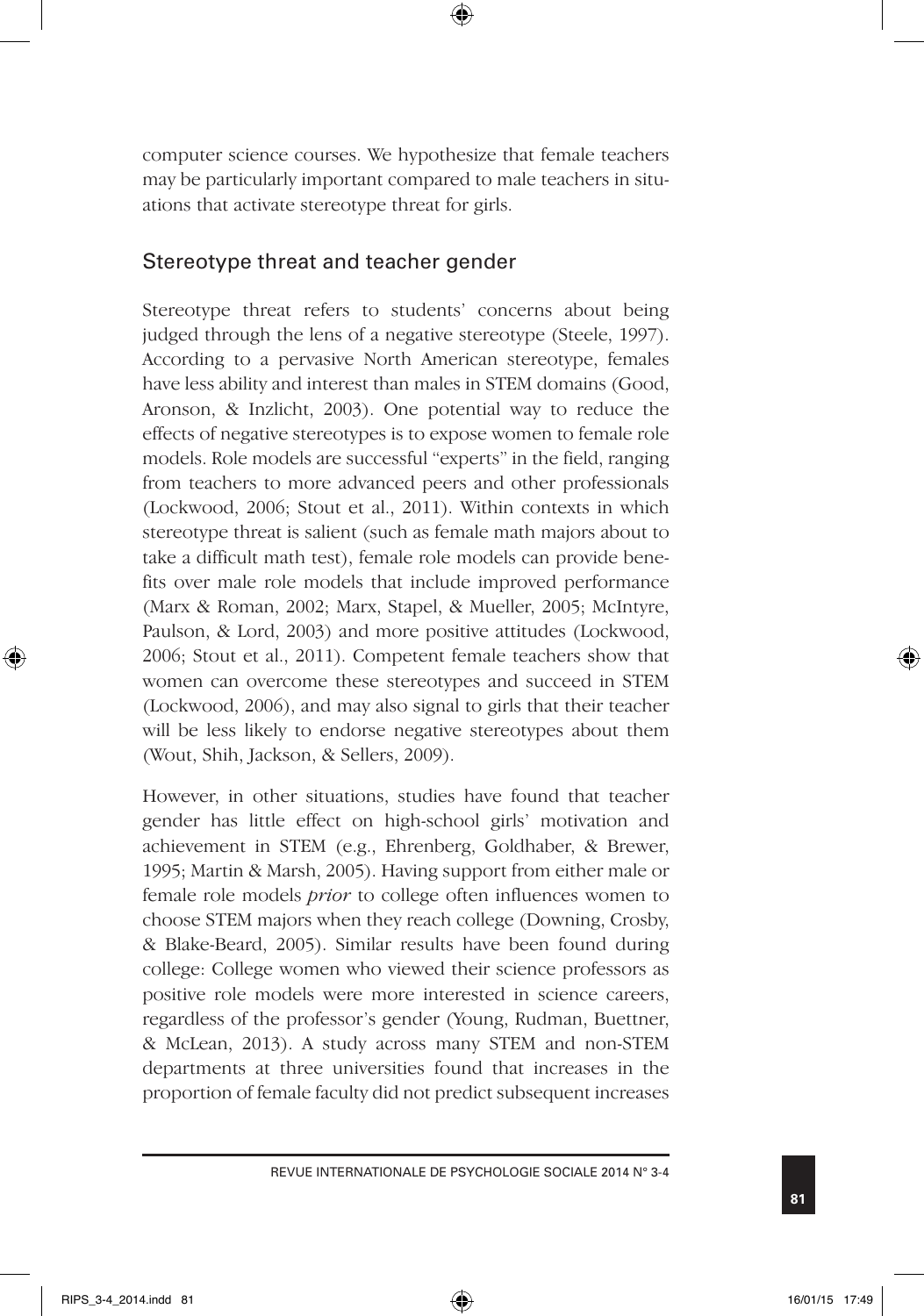computer science courses. We hypothesize that female teachers may be particularly important compared to male teachers in situations that activate stereotype threat for girls.

## Stereotype threat and teacher gender

Stereotype threat refers to students' concerns about being judged through the lens of a negative stereotype (Steele, 1997). According to a pervasive North American stereotype, females have less ability and interest than males in STEM domains (Good, Aronson, & Inzlicht, 2003). One potential way to reduce the effects of negative stereotypes is to expose women to female role models. Role models are successful "experts" in the field, ranging from teachers to more advanced peers and other professionals (Lockwood, 2006; Stout et al., 2011). Within contexts in which stereotype threat is salient (such as female math majors about to take a difficult math test), female role models can provide benefits over male role models that include improved performance (Marx & Roman, 2002; Marx, Stapel, & Mueller, 2005; McIntyre, Paulson, & Lord, 2003) and more positive attitudes (Lockwood, 2006; Stout et al., 2011). Competent female teachers show that women can overcome these stereotypes and succeed in STEM (Lockwood, 2006), and may also signal to girls that their teacher will be less likely to endorse negative stereotypes about them (Wout, Shih, Jackson, & Sellers, 2009).

However, in other situations, studies have found that teacher gender has little effect on high-school girls' motivation and achievement in STEM (e.g., Ehrenberg, Goldhaber, & Brewer, 1995; Martin & Marsh, 2005). Having support from either male or female role models *prior* to college often influences women to choose STEM majors when they reach college (Downing, Crosby, & Blake-Beard, 2005). Similar results have been found during college: College women who viewed their science professors as positive role models were more interested in science careers, regardless of the professor's gender (Young, Rudman, Buettner, & McLean, 2013). A study across many STEM and non-STEM departments at three universities found that increases in the proportion of female faculty did not predict subsequent increases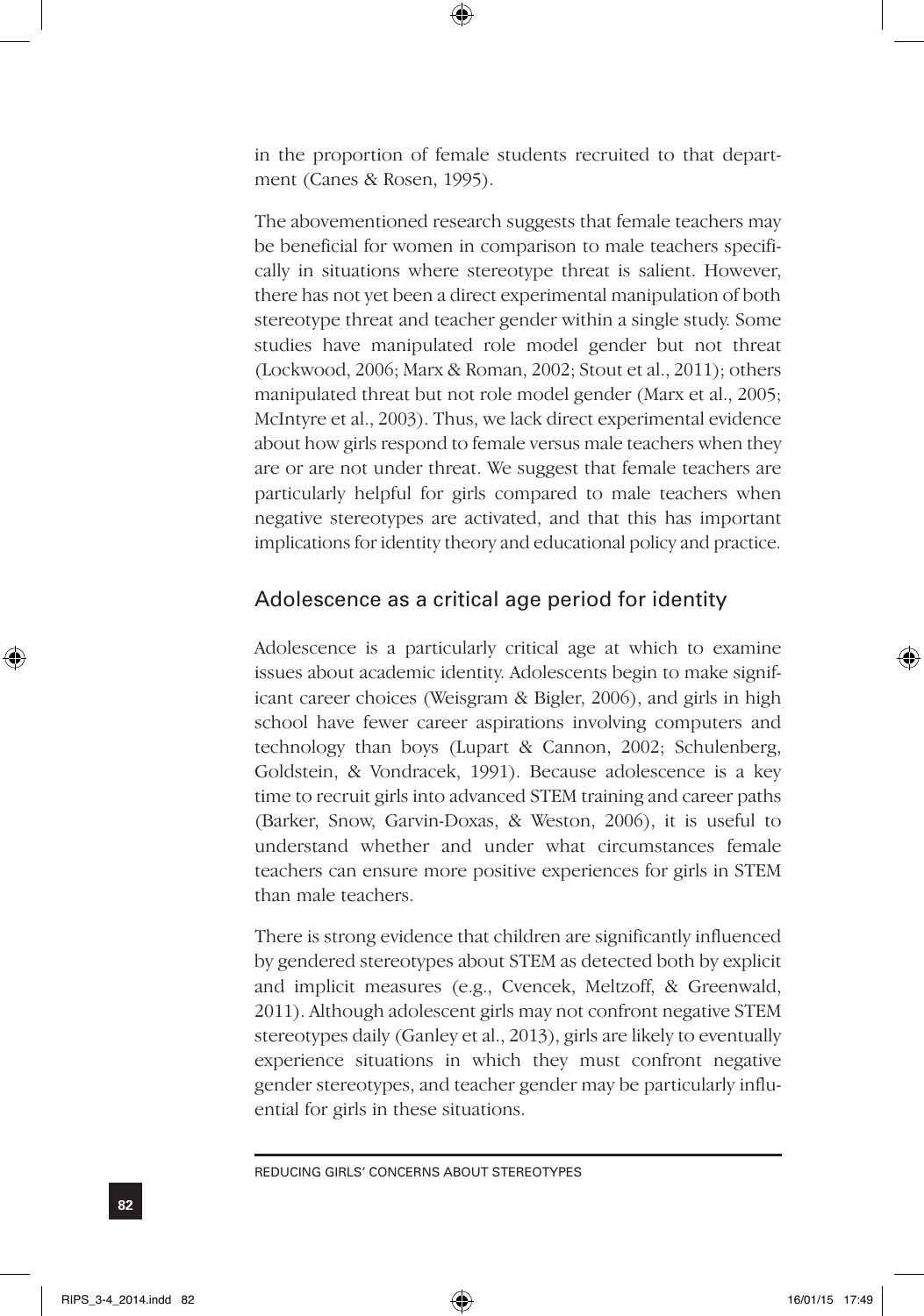in the proportion of female students recruited to that department (Canes & Rosen, 1995).

The abovementioned research suggests that female teachers may be beneficial for women in comparison to male teachers specifically in situations where stereotype threat is salient. However, there has not yet been a direct experimental manipulation of both stereotype threat and teacher gender within a single study. Some studies have manipulated role model gender but not threat (Lockwood, 2006; Marx & Roman, 2002; Stout et al., 2011); others manipulated threat but not role model gender (Marx et al., 2005; McIntyre et al., 2003). Thus, we lack direct experimental evidence about how girls respond to female versus male teachers when they are or are not under threat. We suggest that female teachers are particularly helpful for girls compared to male teachers when negative stereotypes are activated, and that this has important implications for identity theory and educational policy and practice.

## Adolescence as a critical age period for identity

Adolescence is a particularly critical age at which to examine issues about academic identity. Adolescents begin to make significant career choices (Weisgram & Bigler, 2006), and girls in high school have fewer career aspirations involving computers and technology than boys (Lupart & Cannon, 2002; Schulenberg, Goldstein, & Vondracek, 1991). Because adolescence is a key time to recruit girls into advanced STEM training and career paths (Barker, Snow, Garvin-Doxas, & Weston, 2006), it is useful to understand whether and under what circumstances female teachers can ensure more positive experiences for girls in STEM than male teachers.

There is strong evidence that children are significantly influenced by gendered stereotypes about STEM as detected both by explicit and implicit measures (e.g., Cvencek, Meltzoff, & Greenwald, 2011). Although adolescent girls may not confront negative STEM stereotypes daily (Ganley et al., 2013), girls are likely to eventually experience situations in which they must confront negative gender stereotypes, and teacher gender may be particularly influential for girls in these situations.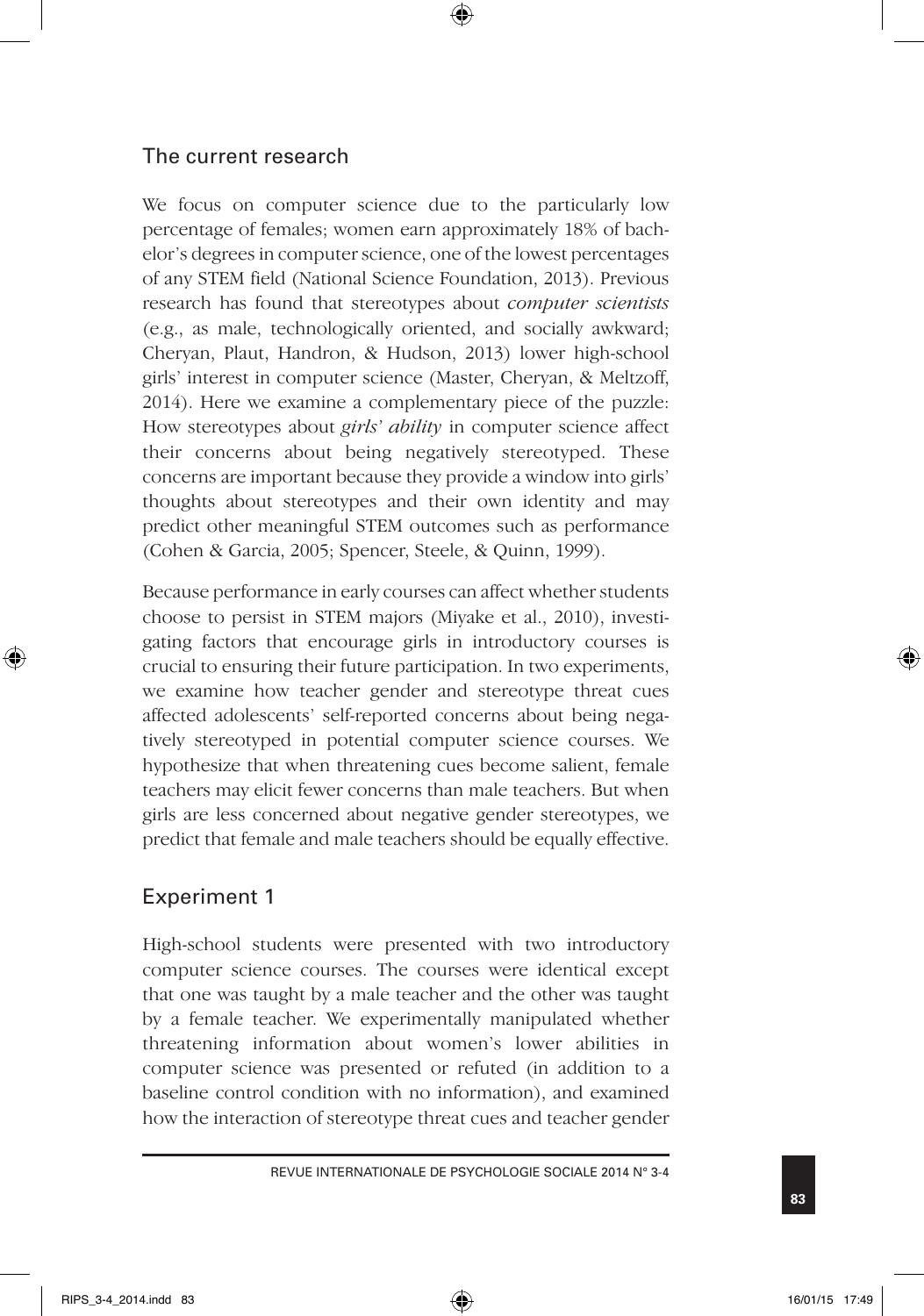## The current research

We focus on computer science due to the particularly low percentage of females; women earn approximately 18% of bachelor's degrees in computer science, one of the lowest percentages of any STEM field (National Science Foundation, 2013). Previous research has found that stereotypes about *computer scientists* (e.g., as male, technologically oriented, and socially awkward; Cheryan, Plaut, Handron, & Hudson, 2013) lower high-school girls' interest in computer science (Master, Cheryan, & Meltzoff, 2014). Here we examine a complementary piece of the puzzle: How stereotypes about *girls' ability* in computer science affect their concerns about being negatively stereotyped. These concerns are important because they provide a window into girls' thoughts about stereotypes and their own identity and may predict other meaningful STEM outcomes such as performance (Cohen & Garcia, 2005; Spencer, Steele, & Quinn, 1999).

Because performance in early courses can affect whether students choose to persist in STEM majors (Miyake et al., 2010), investigating factors that encourage girls in introductory courses is crucial to ensuring their future participation. In two experiments, we examine how teacher gender and stereotype threat cues affected adolescents' self-reported concerns about being negatively stereotyped in potential computer science courses. We hypothesize that when threatening cues become salient, female teachers may elicit fewer concerns than male teachers. But when girls are less concerned about negative gender stereotypes, we predict that female and male teachers should be equally effective.

## Experiment 1

High-school students were presented with two introductory computer science courses. The courses were identical except that one was taught by a male teacher and the other was taught by a female teacher. We experimentally manipulated whether threatening information about women's lower abilities in computer science was presented or refuted (in addition to a baseline control condition with no information), and examined how the interaction of stereotype threat cues and teacher gender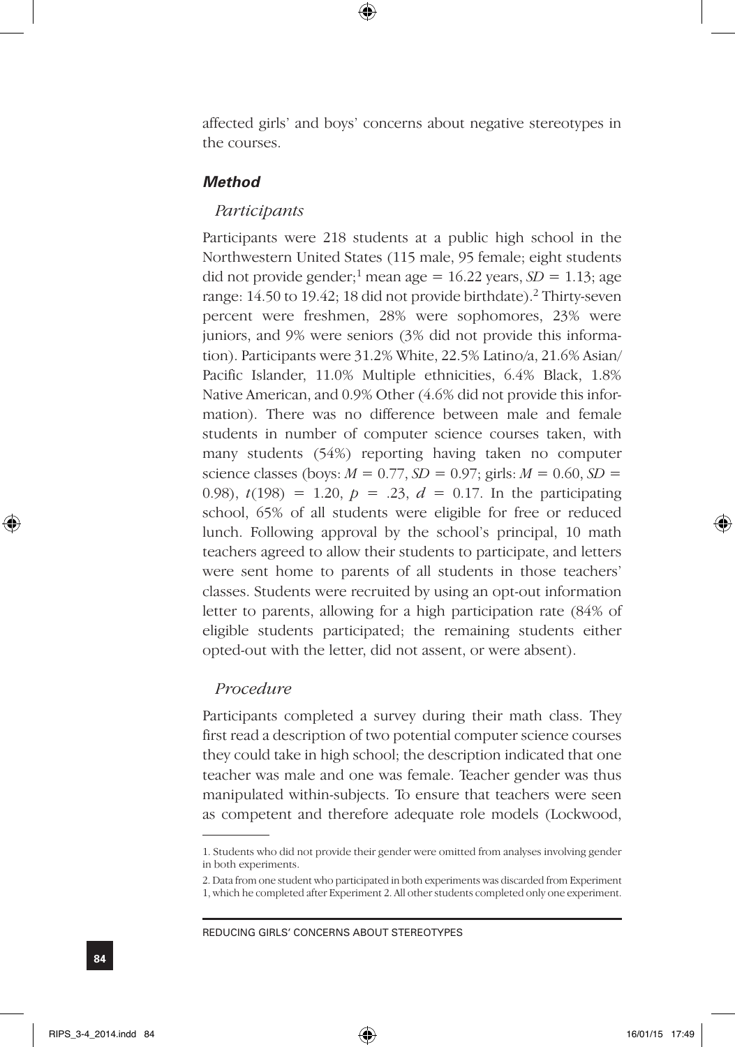affected girls' and boys' concerns about negative stereotypes in the courses.

### *Method*

#### *Participants*

Participants were 218 students at a public high school in the Northwestern United States (115 male, 95 female; eight students did not provide gender;[1] mean age = 16.22 years, $SD = 1.13$; age range: 14.50 to 19.42; 18 did not provide birthdate).[2] Thirty-seven percent were freshmen, 28% were sophomores, 23% were juniors, and 9% were seniors (3% did not provide this information). Participants were 31.2% White, 22.5% Latino/a, 21.6% Asian/Pacific Islander, 11.0% Multiple ethnicities, 6.4% Black, 1.8% Native American, and 0.9% Other (4.6% did not provide this information). There was no difference between male and female students in number of computer science courses taken, with many students (54%) reporting having taken no computer science classes (boys: $M = 0.77$, $SD = 0.97$; girls: $M = 0.60$, $SD = 0.98$), $t(198) = 1.20$, $p = .23$, $d = 0.17$. In the participating school, 65% of all students were eligible for free or reduced lunch. Following approval by the school's principal, 10 math teachers agreed to allow their students to participate, and letters were sent home to parents of all students in those teachers' classes. Students were recruited by using an opt-out information letter to parents, allowing for a high participation rate (84% of eligible students participated; the remaining students either opted-out with the letter, did not assent, or were absent).

#### *Procedure*

Participants completed a survey during their math class. They first read a description of two potential computer science courses they could take in high school; the description indicated that one teacher was male and one was female. Teacher gender was thus manipulated within-subjects. To ensure that teachers were seen as competent and therefore adequate role models (Lockwood,

---

1. Students who did not provide their gender were omitted from analyses involving gender in both experiments.

2. Data from one student who participated in both experiments was discarded from Experiment 1, which he completed after Experiment 2. All other students completed only one experiment.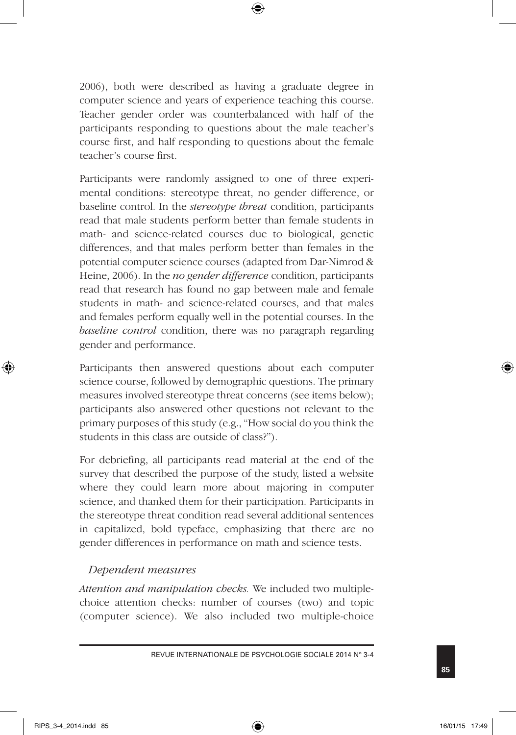2006), both were described as having a graduate degree in computer science and years of experience teaching this course. Teacher gender order was counterbalanced with half of the participants responding to questions about the male teacher's course first, and half responding to questions about the female teacher's course first.

Participants were randomly assigned to one of three experimental conditions: stereotype threat, no gender difference, or baseline control. In the *stereotype threat* condition, participants read that male students perform better than female students in math- and science-related courses due to biological, genetic differences, and that males perform better than females in the potential computer science courses (adapted from Dar-Nimrod & Heine, 2006). In the *no gender difference* condition, participants read that research has found no gap between male and female students in math- and science-related courses, and that males and females perform equally well in the potential courses. In the *baseline control* condition, there was no paragraph regarding gender and performance.

Participants then answered questions about each computer science course, followed by demographic questions. The primary measures involved stereotype threat concerns (see items below); participants also answered other questions not relevant to the primary purposes of this study (e.g., "How social do you think the students in this class are outside of class?").

For debriefing, all participants read material at the end of the survey that described the purpose of the study, listed a website where they could learn more about majoring in computer science, and thanked them for their participation. Participants in the stereotype threat condition read several additional sentences in capitalized, bold typeface, emphasizing that there are no gender differences in performance on math and science tests.

### *Dependent measures*

*Attention and manipulation checks.* We included two multiple-choice attention checks: number of courses (two) and topic (computer science). We also included two multiple-choice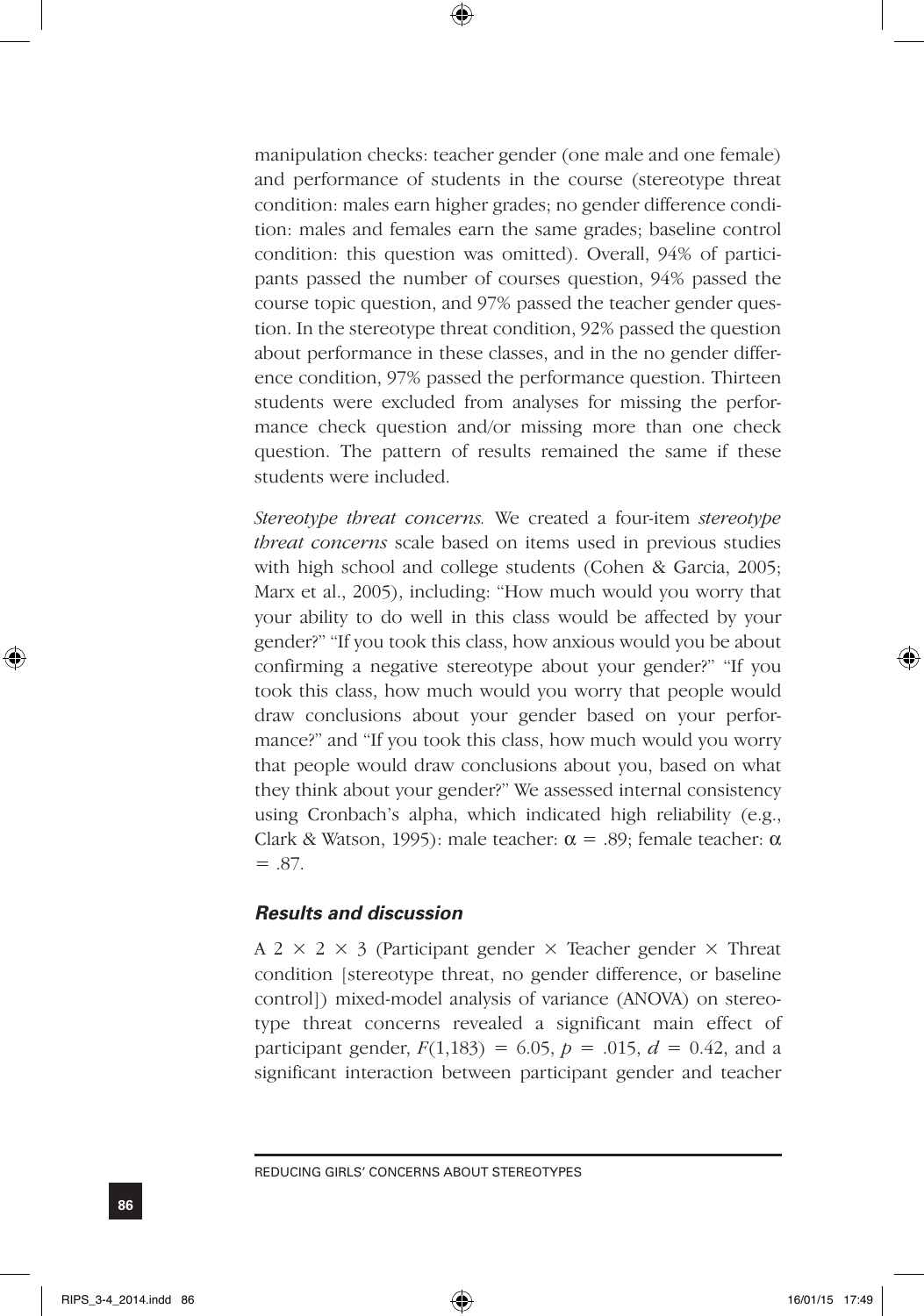manipulation checks: teacher gender (one male and one female) and performance of students in the course (stereotype threat condition: males earn higher grades; no gender difference condition: males and females earn the same grades; baseline control condition: this question was omitted). Overall, 94% of participants passed the number of courses question, 94% passed the course topic question, and 97% passed the teacher gender question. In the stereotype threat condition, 92% passed the question about performance in these classes, and in the no gender difference condition, 97% passed the performance question. Thirteen students were excluded from analyses for missing the performance check question and/or missing more than one check question. The pattern of results remained the same if these students were included.

*Stereotype threat concerns.* We created a four-item *stereotype threat concerns* scale based on items used in previous studies with high school and college students (Cohen & Garcia, 2005; Marx et al., 2005), including: "How much would you worry that your ability to do well in this class would be affected by your gender?" "If you took this class, how anxious would you be about confirming a negative stereotype about your gender?" "If you took this class, how much would you worry that people would draw conclusions about your gender based on your performance?" and "If you took this class, how much would you worry that people would draw conclusions about you, based on what they think about your gender?" We assessed internal consistency using Cronbach's alpha, which indicated high reliability (e.g., Clark & Watson, 1995): male teacher: $\alpha = .89$; female teacher: $\alpha = .87$.

### *Results and discussion*

A $2 \times 2 \times 3$ (Participant gender $\times$ Teacher gender $\times$ Threat condition [stereotype threat, no gender difference, or baseline control]) mixed-model analysis of variance (ANOVA) on stereotype threat concerns revealed a significant main effect of participant gender, $F(1,183) = 6.05$, $p = .015$, $d = 0.42$, and a significant interaction between participant gender and teacher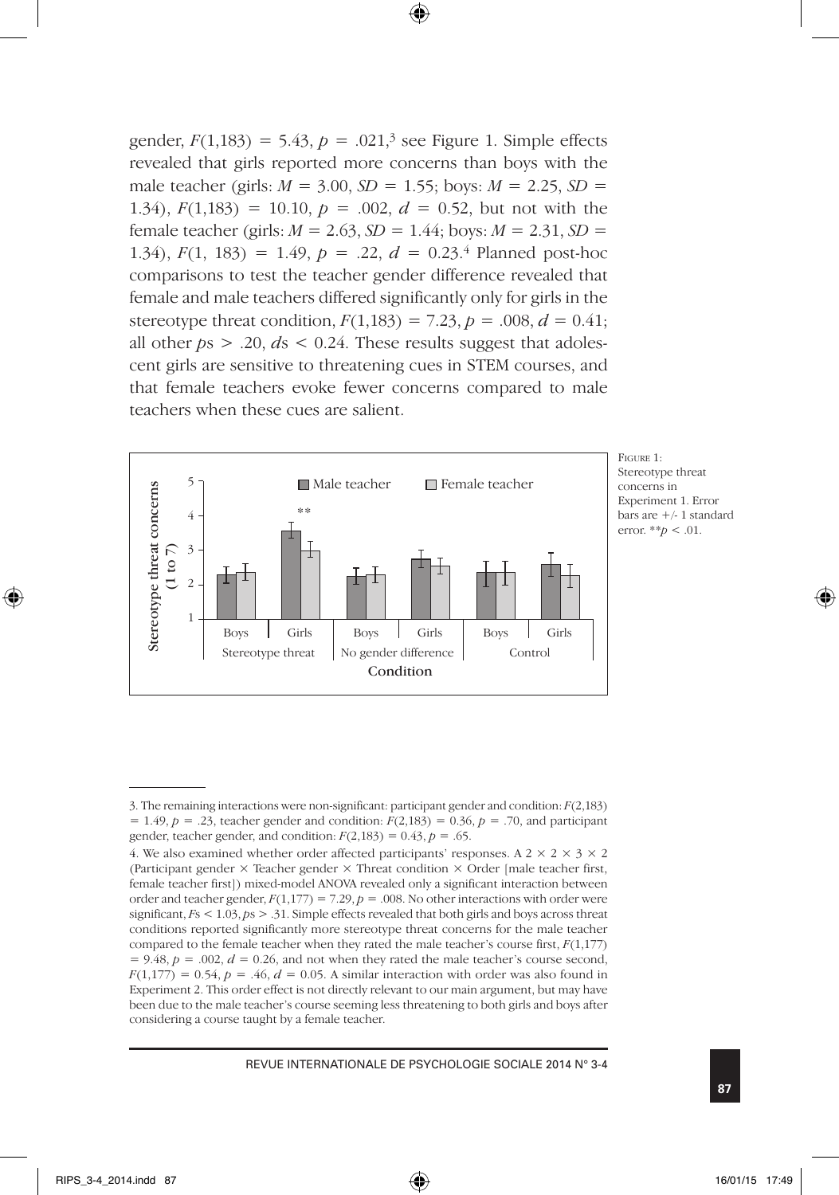gender, $F(1,183) = 5.43$, $p = .021$,[3] see Figure 1. Simple effects revealed that girls reported more concerns than boys with the male teacher (girls: $M = 3.00$, $SD = 1.55$; boys: $M = 2.25$, $SD = 1.34$), $F(1,183) = 10.10$, $p = .002$, $d = 0.52$, but not with the female teacher (girls: $M = 2.63$, $SD = 1.44$; boys: $M = 2.31$, $SD = 1.34$), $F(1, 183) = 1.49$, $p = .22$, $d = 0.23$.[4] Planned post-hoc comparisons to test the teacher gender difference revealed that female and male teachers differed significantly only for girls in the stereotype threat condition, $F(1,183) = 7.23$, $p = .008$, $d = 0.41$; all other $p$s $> .20$, $d$s $< 0.24$. These results suggest that adolescent girls are sensitive to threatening cues in STEM courses, and that female teachers evoke fewer concerns compared to male teachers when these cues are salient.

FIGURE 1: Stereotype threat concerns in Experiment 1. Error bars are +/- 1 standard error. $^{**}p < .01$.

---

3. The remaining interactions were non-significant: participant gender and condition: $F(2,183) = 1.49$, $p = .23$, teacher gender and condition: $F(2,183) = 0.36$, $p = .70$, and participant gender, teacher gender, and condition: $F(2,183) = 0.43$, $p = .65$.

4. We also examined whether order affected participants' responses. A $2 \times 2 \times 3 \times 2$ (Participant gender $\times$ Teacher gender $\times$ Threat condition $\times$ Order [male teacher first, female teacher first]) mixed-model ANOVA revealed only a significant interaction between order and teacher gender, $F(1,177) = 7.29$, $p = .008$. No other interactions with order were significant, $F$s $< 1.03$, $p$s $> .31$. Simple effects revealed that both girls and boys across threat conditions reported significantly more stereotype threat concerns for the male teacher compared to the female teacher when they rated the male teacher's course first, $F(1,177) = 9.48$, $p = .002$, $d = 0.26$, and not when they rated the male teacher's course second, $F(1,177) = 0.54$, $p = .46$, $d = 0.05$. A similar interaction with order was also found in Experiment 2. This order effect is not directly relevant to our main argument, but may have been due to the male teacher's course seeming less threatening to both girls and boys after considering a course taught by a female teacher.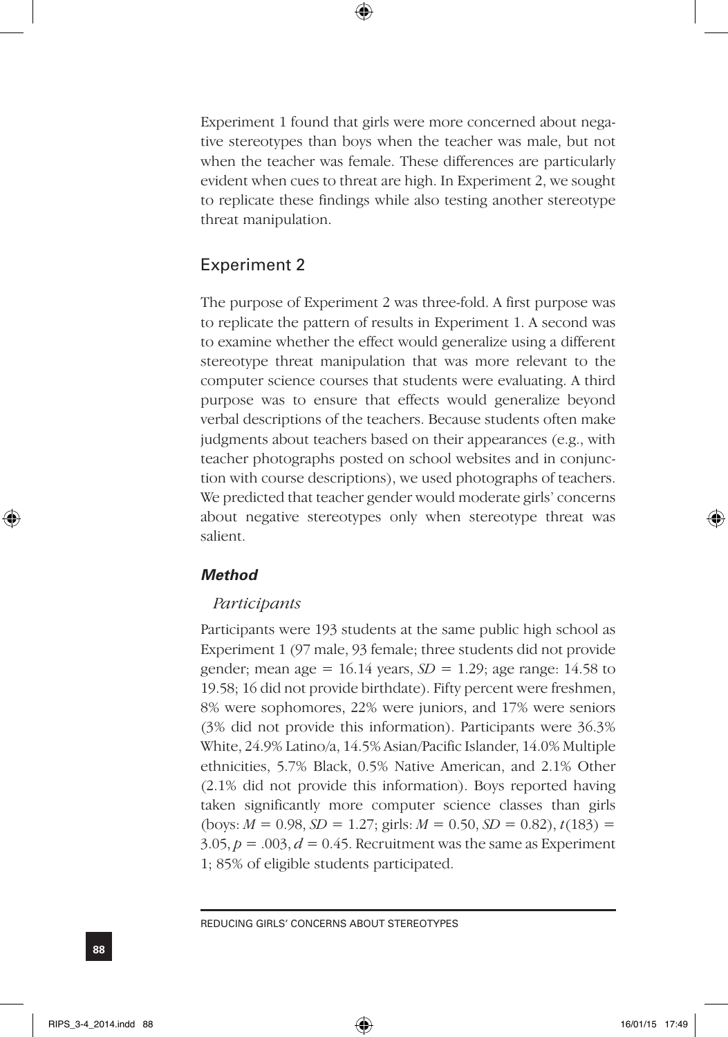Experiment 1 found that girls were more concerned about negative stereotypes than boys when the teacher was male, but not when the teacher was female. These differences are particularly evident when cues to threat are high. In Experiment 2, we sought to replicate these findings while also testing another stereotype threat manipulation.

## Experiment 2

The purpose of Experiment 2 was three-fold. A first purpose was to replicate the pattern of results in Experiment 1. A second was to examine whether the effect would generalize using a different stereotype threat manipulation that was more relevant to the computer science courses that students were evaluating. A third purpose was to ensure that effects would generalize beyond verbal descriptions of the teachers. Because students often make judgments about teachers based on their appearances (e.g., with teacher photographs posted on school websites and in conjunction with course descriptions), we used photographs of teachers. We predicted that teacher gender would moderate girls' concerns about negative stereotypes only when stereotype threat was salient.

### *Method*

#### *Participants*

Participants were 193 students at the same public high school as Experiment 1 (97 male, 93 female; three students did not provide gender; mean age = 16.14 years, $SD = 1.29$; age range: 14.58 to 19.58; 16 did not provide birthdate). Fifty percent were freshmen, 8% were sophomores, 22% were juniors, and 17% were seniors (3% did not provide this information). Participants were 36.3% White, 24.9% Latino/a, 14.5% Asian/Pacific Islander, 14.0% Multiple ethnicities, 5.7% Black, 0.5% Native American, and 2.1% Other (2.1% did not provide this information). Boys reported having taken significantly more computer science classes than girls (boys: $M = 0.98$, $SD = 1.27$; girls: $M = 0.50$, $SD = 0.82$), $t(183) = 3.05$, $p = .003$, $d = 0.45$. Recruitment was the same as Experiment 1; 85% of eligible students participated.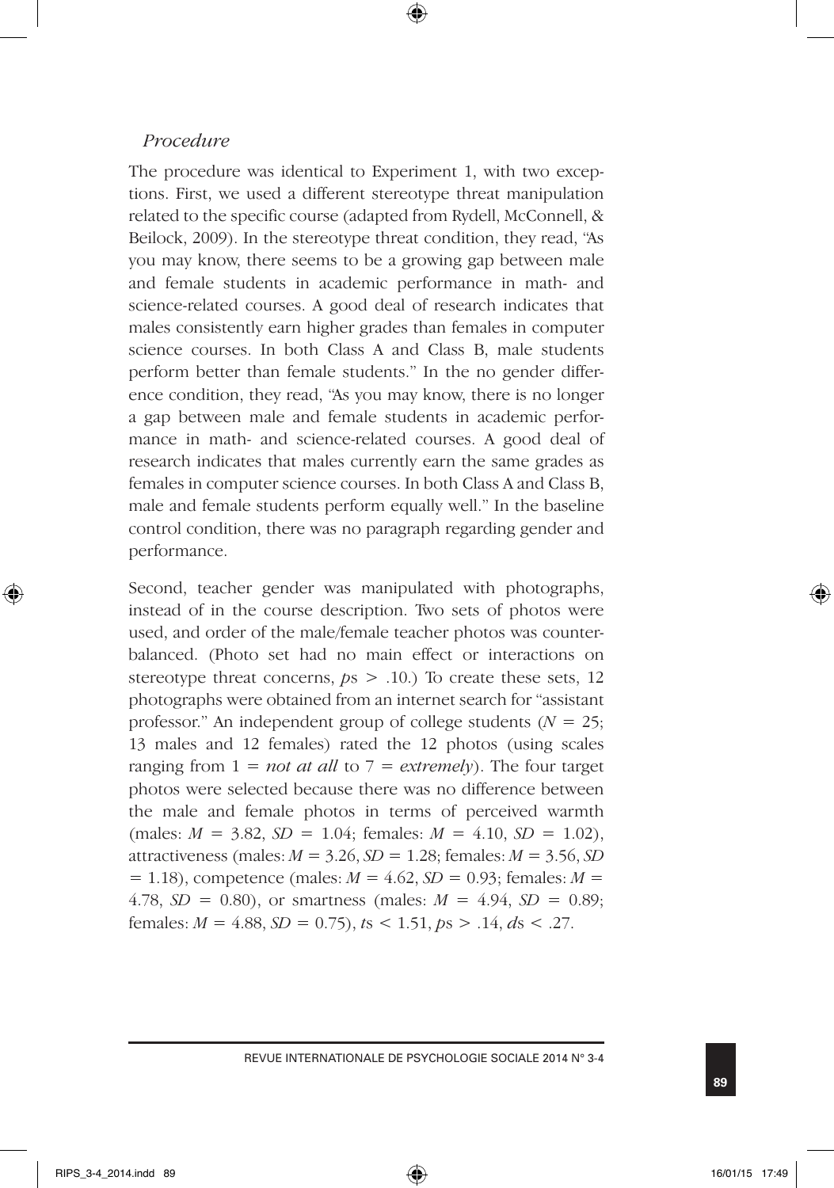*Procedure*

The procedure was identical to Experiment 1, with two exceptions. First, we used a different stereotype threat manipulation related to the specific course (adapted from Rydell, McConnell, & Beilock, 2009). In the stereotype threat condition, they read, "As you may know, there seems to be a growing gap between male and female students in academic performance in math- and science-related courses. A good deal of research indicates that males consistently earn higher grades than females in computer science courses. In both Class A and Class B, male students perform better than female students." In the no gender difference condition, they read, "As you may know, there is no longer a gap between male and female students in academic performance in math- and science-related courses. A good deal of research indicates that males currently earn the same grades as females in computer science courses. In both Class A and Class B, male and female students perform equally well." In the baseline control condition, there was no paragraph regarding gender and performance.

Second, teacher gender was manipulated with photographs, instead of in the course description. Two sets of photos were used, and order of the male/female teacher photos was counterbalanced. (Photo set had no main effect or interactions on stereotype threat concerns, $ps > .10$.) To create these sets, 12 photographs were obtained from an internet search for "assistant professor." An independent group of college students ($N = 25$; 13 males and 12 females) rated the 12 photos (using scales ranging from 1 = *not at all* to 7 = *extremely*). The four target photos were selected because there was no difference between the male and female photos in terms of perceived warmth (males: $M = 3.82$, $SD = 1.04$; females: $M = 4.10$, $SD = 1.02$), attractiveness (males: $M = 3.26$, $SD = 1.28$; females: $M = 3.56$, $SD = 1.18$), competence (males: $M = 4.62$, $SD = 0.93$; females: $M = 4.78$, $SD = 0.80$), or smartness (males: $M = 4.94$, $SD = 0.89$; females: $M = 4.88$, $SD = 0.75$), $ts < 1.51$, $ps > .14$, $ds < .27$.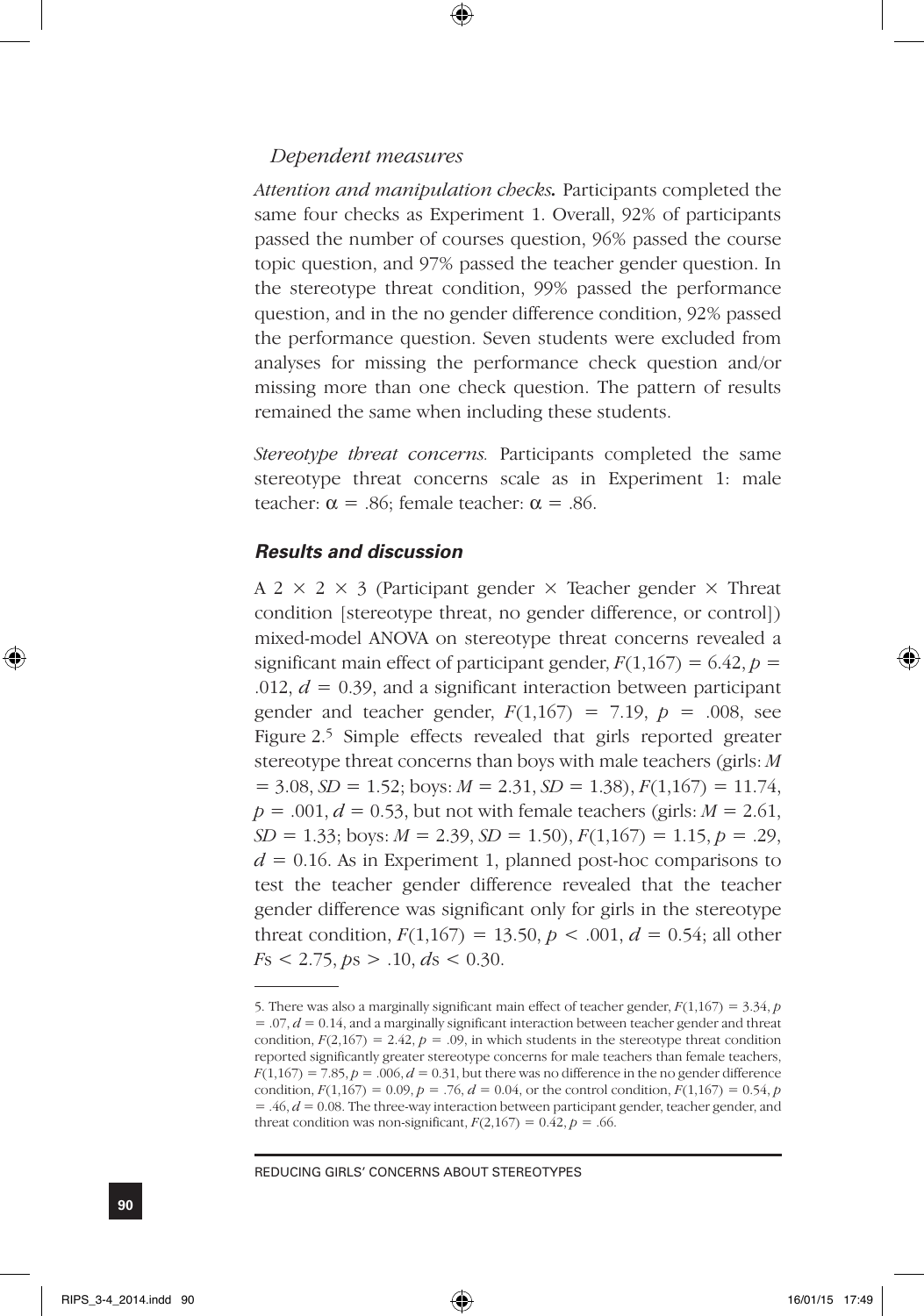*Dependent measures*

*Attention and manipulation checks.* Participants completed the same four checks as Experiment 1. Overall, 92% of participants passed the number of courses question, 96% passed the course topic question, and 97% passed the teacher gender question. In the stereotype threat condition, 99% passed the performance question, and in the no gender difference condition, 92% passed the performance question. Seven students were excluded from analyses for missing the performance check question and/or missing more than one check question. The pattern of results remained the same when including these students.

*Stereotype threat concerns.* Participants completed the same stereotype threat concerns scale as in Experiment 1: male teacher: $\alpha = .86$; female teacher: $\alpha = .86$.

### Results and discussion

A $2 \times 2 \times 3$ (Participant gender $\times$ Teacher gender $\times$ Threat condition [stereotype threat, no gender difference, or control]) mixed-model ANOVA on stereotype threat concerns revealed a significant main effect of participant gender, $F(1,167) = 6.42$, $p = .012$, $d = 0.39$, and a significant interaction between participant gender and teacher gender, $F(1,167) = 7.19$, $p = .008$, see Figure 2.[5] Simple effects revealed that girls reported greater stereotype threat concerns than boys with male teachers (girls: $M = 3.08$, $SD = 1.52$; boys: $M = 2.31$, $SD = 1.38$), $F(1,167) = 11.74$, $p = .001$, $d = 0.53$, but not with female teachers (girls: $M = 2.61$, $SD = 1.33$; boys: $M = 2.39$, $SD = 1.50$), $F(1,167) = 1.15$, $p = .29$, $d = 0.16$. As in Experiment 1, planned post-hoc comparisons to test the teacher gender difference revealed that the teacher gender difference was significant only for girls in the stereotype threat condition, $F(1,167) = 13.50$, $p < .001$, $d = 0.54$; all other $F$s $< 2.75$, $p$s $> .10$, $d$s $< 0.30$.

---

5. There was also a marginally significant main effect of teacher gender, $F(1,167) = 3.34$, $p = .07$, $d = 0.14$, and a marginally significant interaction between teacher gender and threat condition, $F(2,167) = 2.42$, $p = .09$, in which students in the stereotype threat condition reported significantly greater stereotype concerns for male teachers than female teachers, $F(1,167) = 7.85$, $p = .006$, $d = 0.31$, but there was no difference in the no gender difference condition, $F(1,167) = 0.09$, $p = .76$, $d = 0.04$, or the control condition, $F(1,167) = 0.54$, $p = .46$, $d = 0.08$. The three-way interaction between participant gender, teacher gender, and threat condition was non-significant, $F(2,167) = 0.42$, $p = .66$.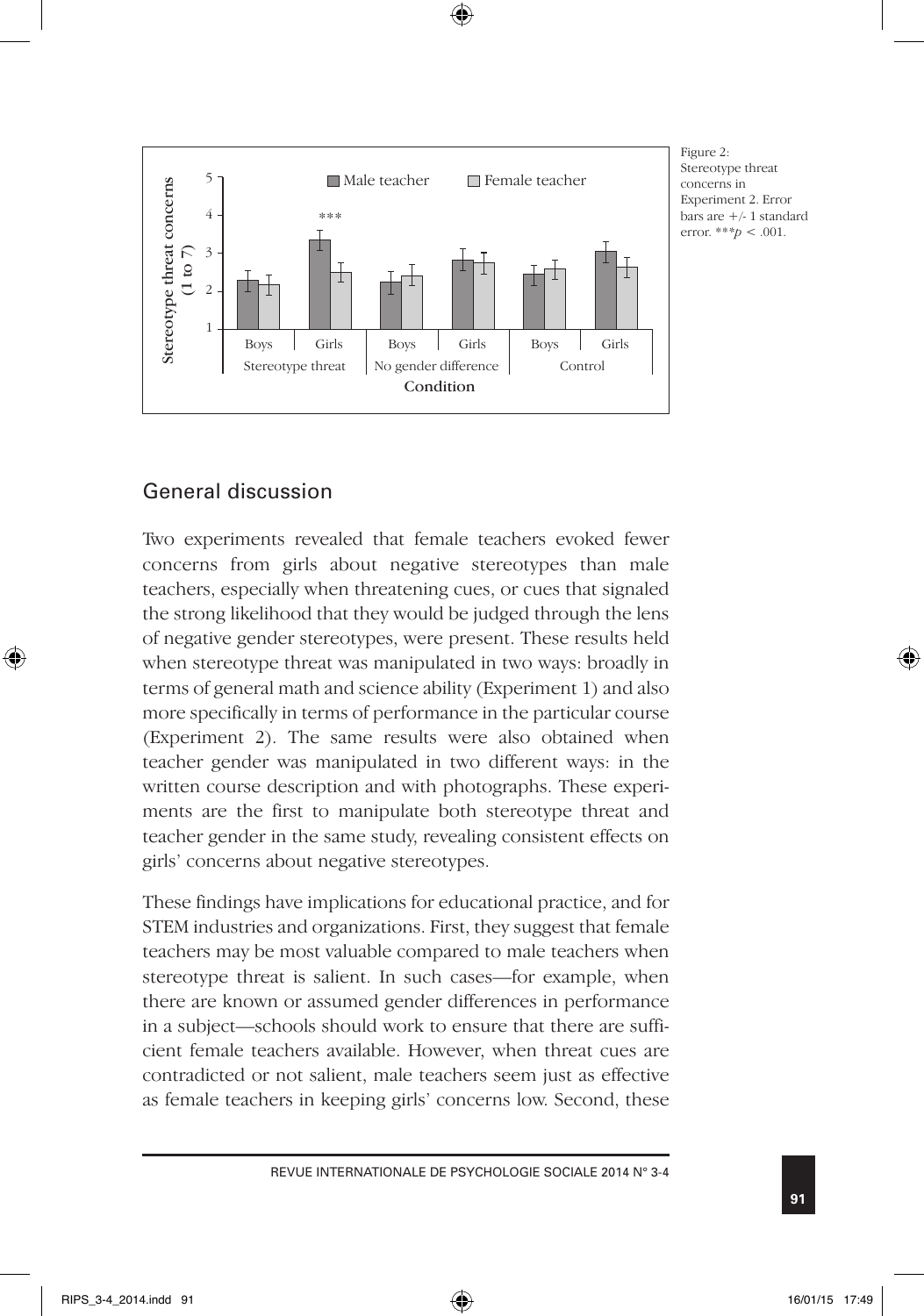Figure 2: Stereotype threat concerns in Experiment 2. Error bars are +/- 1 standard error. ***$p < .001$.

## General discussion

Two experiments revealed that female teachers evoked fewer concerns from girls about negative stereotypes than male teachers, especially when threatening cues, or cues that signaled the strong likelihood that they would be judged through the lens of negative gender stereotypes, were present. These results held when stereotype threat was manipulated in two ways: broadly in terms of general math and science ability (Experiment 1) and also more specifically in terms of performance in the particular course (Experiment 2). The same results were also obtained when teacher gender was manipulated in two different ways: in the written course description and with photographs. These experiments are the first to manipulate both stereotype threat and teacher gender in the same study, revealing consistent effects on girls' concerns about negative stereotypes.

These findings have implications for educational practice, and for STEM industries and organizations. First, they suggest that female teachers may be most valuable compared to male teachers when stereotype threat is salient. In such cases—for example, when there are known or assumed gender differences in performance in a subject—schools should work to ensure that there are sufficient female teachers available. However, when threat cues are contradicted or not salient, male teachers seem just as effective as female teachers in keeping girls' concerns low. Second, these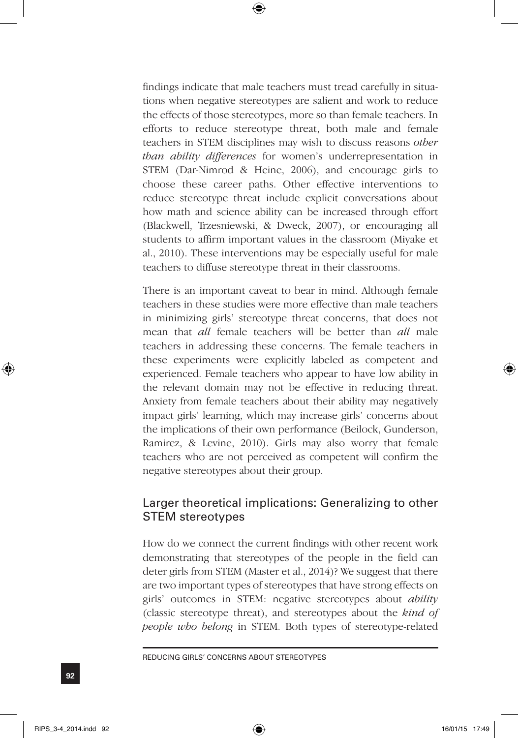findings indicate that male teachers must tread carefully in situations when negative stereotypes are salient and work to reduce the effects of those stereotypes, more so than female teachers. In efforts to reduce stereotype threat, both male and female teachers in STEM disciplines may wish to discuss reasons *other than ability differences* for women's underrepresentation in STEM (Dar-Nimrod & Heine, 2006), and encourage girls to choose these career paths. Other effective interventions to reduce stereotype threat include explicit conversations about how math and science ability can be increased through effort (Blackwell, Trzesniewski, & Dweck, 2007), or encouraging all students to affirm important values in the classroom (Miyake et al., 2010). These interventions may be especially useful for male teachers to diffuse stereotype threat in their classrooms.

There is an important caveat to bear in mind. Although female teachers in these studies were more effective than male teachers in minimizing girls' stereotype threat concerns, that does not mean that *all* female teachers will be better than *all* male teachers in addressing these concerns. The female teachers in these experiments were explicitly labeled as competent and experienced. Female teachers who appear to have low ability in the relevant domain may not be effective in reducing threat. Anxiety from female teachers about their ability may negatively impact girls' learning, which may increase girls' concerns about the implications of their own performance (Beilock, Gunderson, Ramirez, & Levine, 2010). Girls may also worry that female teachers who are not perceived as competent will confirm the negative stereotypes about their group.

## Larger theoretical implications: Generalizing to other STEM stereotypes

How do we connect the current findings with other recent work demonstrating that stereotypes of the people in the field can deter girls from STEM (Master et al., 2014)? We suggest that there are two important types of stereotypes that have strong effects on girls' outcomes in STEM: negative stereotypes about *ability* (classic stereotype threat), and stereotypes about the *kind of people who belong* in STEM. Both types of stereotype-related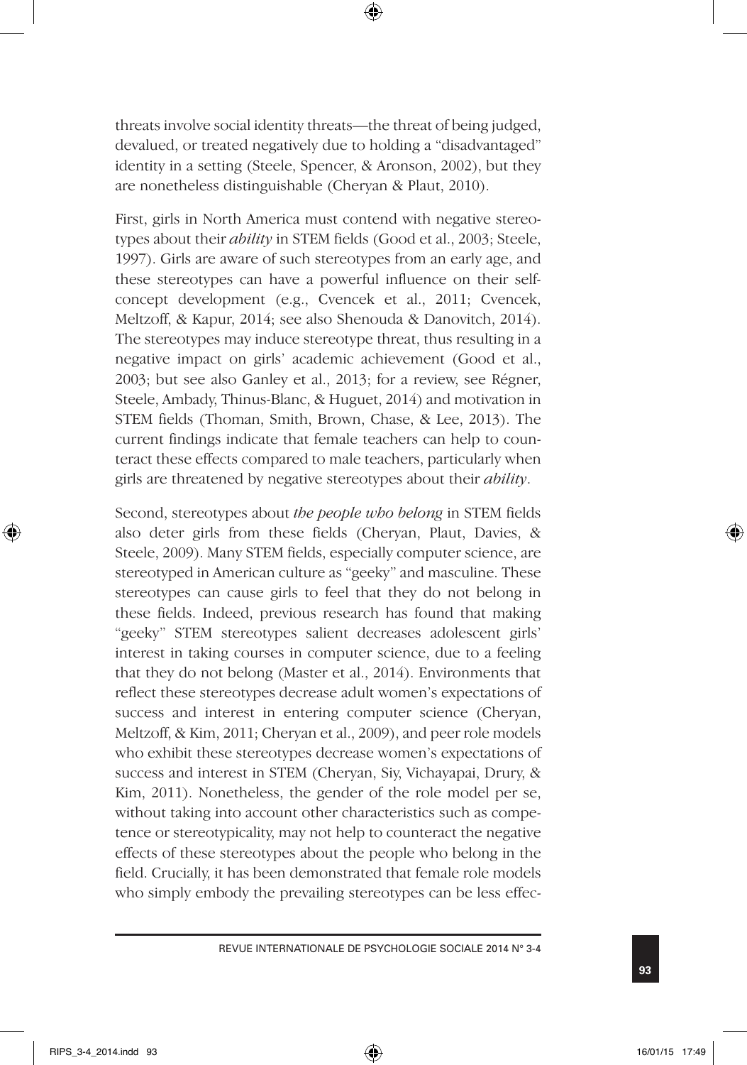threats involve social identity threats—the threat of being judged, devalued, or treated negatively due to holding a "disadvantaged" identity in a setting (Steele, Spencer, & Aronson, 2002), but they are nonetheless distinguishable (Cheryan & Plaut, 2010).

First, girls in North America must contend with negative stereotypes about their *ability* in STEM fields (Good et al., 2003; Steele, 1997). Girls are aware of such stereotypes from an early age, and these stereotypes can have a powerful influence on their self-concept development (e.g., Cvencek et al., 2011; Cvencek, Meltzoff, & Kapur, 2014; see also Shenouda & Danovitch, 2014). The stereotypes may induce stereotype threat, thus resulting in a negative impact on girls' academic achievement (Good et al., 2003; but see also Ganley et al., 2013; for a review, see Régner, Steele, Ambady, Thinus-Blanc, & Huguet, 2014) and motivation in STEM fields (Thoman, Smith, Brown, Chase, & Lee, 2013). The current findings indicate that female teachers can help to counteract these effects compared to male teachers, particularly when girls are threatened by negative stereotypes about their *ability*.

Second, stereotypes about *the people who belong* in STEM fields also deter girls from these fields (Cheryan, Plaut, Davies, & Steele, 2009). Many STEM fields, especially computer science, are stereotyped in American culture as "geeky" and masculine. These stereotypes can cause girls to feel that they do not belong in these fields. Indeed, previous research has found that making "geeky" STEM stereotypes salient decreases adolescent girls' interest in taking courses in computer science, due to a feeling that they do not belong (Master et al., 2014). Environments that reflect these stereotypes decrease adult women's expectations of success and interest in entering computer science (Cheryan, Meltzoff, & Kim, 2011; Cheryan et al., 2009), and peer role models who exhibit these stereotypes decrease women's expectations of success and interest in STEM (Cheryan, Siy, Vichayapai, Drury, & Kim, 2011). Nonetheless, the gender of the role model per se, without taking into account other characteristics such as competence or stereotypicality, may not help to counteract the negative effects of these stereotypes about the people who belong in the field. Crucially, it has been demonstrated that female role models who simply embody the prevailing stereotypes can be less effec-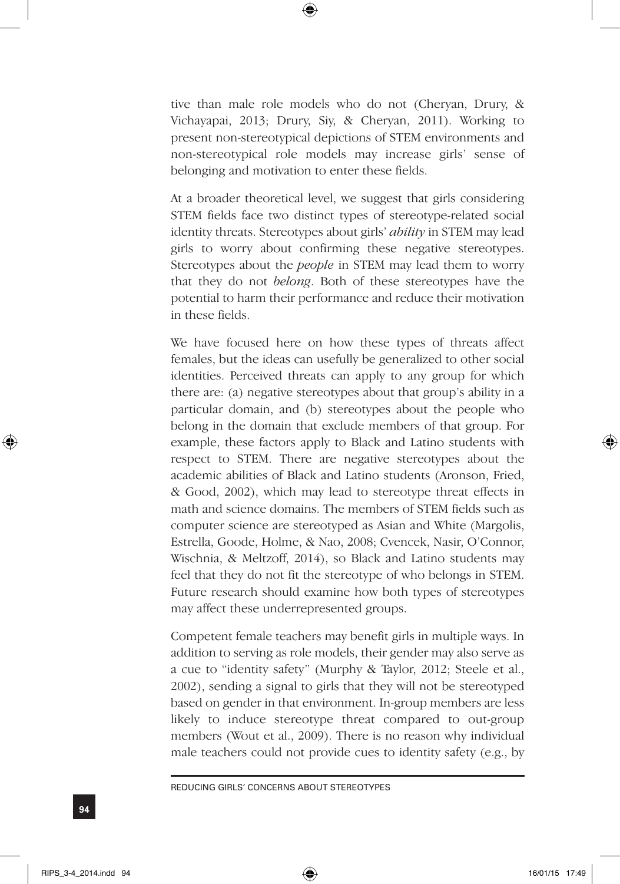tive than male role models who do not (Cheryan, Drury, & Vichayapai, 2013; Drury, Siy, & Cheryan, 2011). Working to present non-stereotypical depictions of STEM environments and non-stereotypical role models may increase girls' sense of belonging and motivation to enter these fields.

At a broader theoretical level, we suggest that girls considering STEM fields face two distinct types of stereotype-related social identity threats. Stereotypes about girls' *ability* in STEM may lead girls to worry about confirming these negative stereotypes. Stereotypes about the *people* in STEM may lead them to worry that they do not *belong*. Both of these stereotypes have the potential to harm their performance and reduce their motivation in these fields.

We have focused here on how these types of threats affect females, but the ideas can usefully be generalized to other social identities. Perceived threats can apply to any group for which there are: (a) negative stereotypes about that group's ability in a particular domain, and (b) stereotypes about the people who belong in the domain that exclude members of that group. For example, these factors apply to Black and Latino students with respect to STEM. There are negative stereotypes about the academic abilities of Black and Latino students (Aronson, Fried, & Good, 2002), which may lead to stereotype threat effects in math and science domains. The members of STEM fields such as computer science are stereotyped as Asian and White (Margolis, Estrella, Goode, Holme, & Nao, 2008; Cvencek, Nasir, O'Connor, Wischnia, & Meltzoff, 2014), so Black and Latino students may feel that they do not fit the stereotype of who belongs in STEM. Future research should examine how both types of stereotypes may affect these underrepresented groups.

Competent female teachers may benefit girls in multiple ways. In addition to serving as role models, their gender may also serve as a cue to "identity safety" (Murphy & Taylor, 2012; Steele et al., 2002), sending a signal to girls that they will not be stereotyped based on gender in that environment. In-group members are less likely to induce stereotype threat compared to out-group members (Wout et al., 2009). There is no reason why individual male teachers could not provide cues to identity safety (e.g., by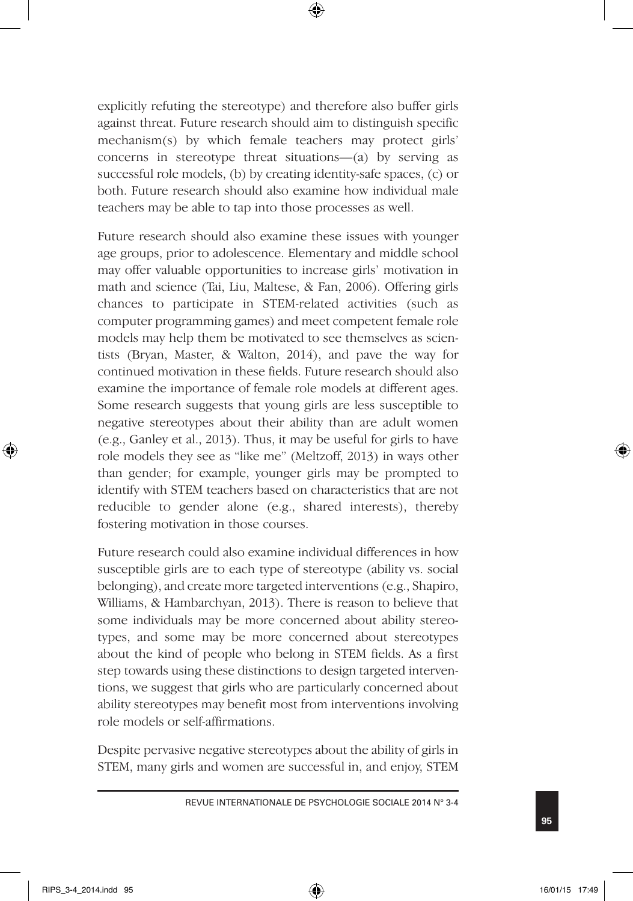explicitly refuting the stereotype) and therefore also buffer girls against threat. Future research should aim to distinguish specific mechanism(s) by which female teachers may protect girls' concerns in stereotype threat situations—(a) by serving as successful role models, (b) by creating identity-safe spaces, (c) or both. Future research should also examine how individual male teachers may be able to tap into those processes as well.

Future research should also examine these issues with younger age groups, prior to adolescence. Elementary and middle school may offer valuable opportunities to increase girls' motivation in math and science (Tai, Liu, Maltese, & Fan, 2006). Offering girls chances to participate in STEM-related activities (such as computer programming games) and meet competent female role models may help them be motivated to see themselves as scientists (Bryan, Master, & Walton, 2014), and pave the way for continued motivation in these fields. Future research should also examine the importance of female role models at different ages. Some research suggests that young girls are less susceptible to negative stereotypes about their ability than are adult women (e.g., Ganley et al., 2013). Thus, it may be useful for girls to have role models they see as "like me" (Meltzoff, 2013) in ways other than gender; for example, younger girls may be prompted to identify with STEM teachers based on characteristics that are not reducible to gender alone (e.g., shared interests), thereby fostering motivation in those courses.

Future research could also examine individual differences in how susceptible girls are to each type of stereotype (ability vs. social belonging), and create more targeted interventions (e.g., Shapiro, Williams, & Hambarchyan, 2013). There is reason to believe that some individuals may be more concerned about ability stereotypes, and some may be more concerned about stereotypes about the kind of people who belong in STEM fields. As a first step towards using these distinctions to design targeted interventions, we suggest that girls who are particularly concerned about ability stereotypes may benefit most from interventions involving role models or self-affirmations.

Despite pervasive negative stereotypes about the ability of girls in STEM, many girls and women are successful in, and enjoy, STEM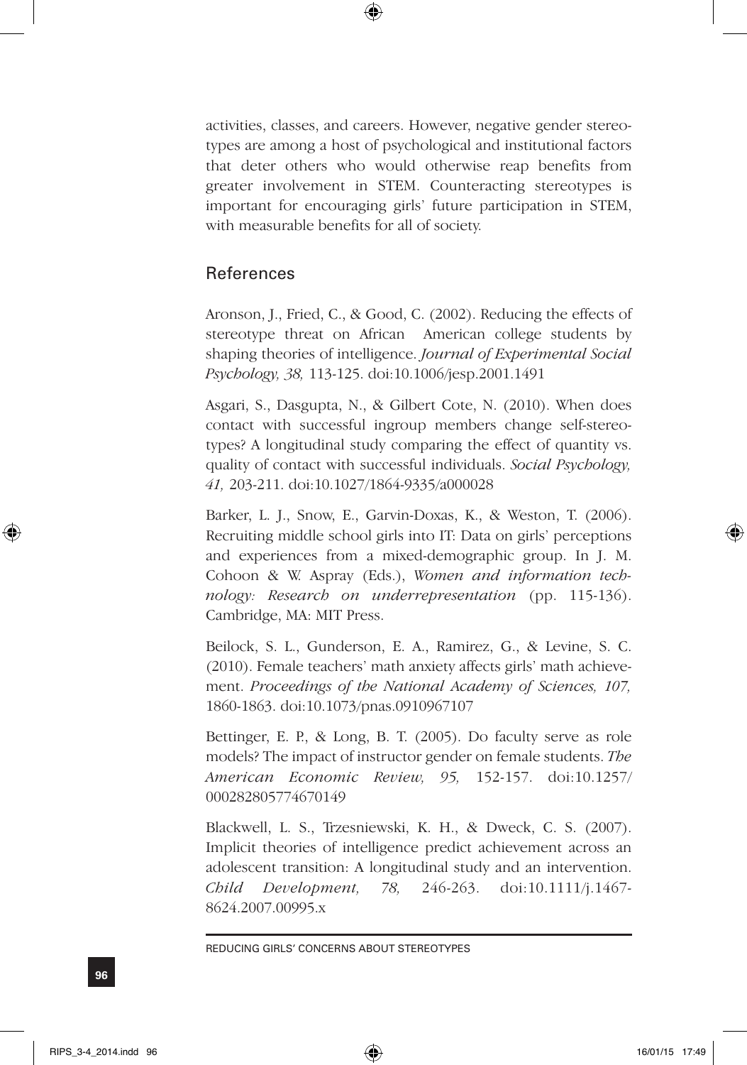activities, classes, and careers. However, negative gender stereotypes are among a host of psychological and institutional factors that deter others who would otherwise reap benefits from greater involvement in STEM. Counteracting stereotypes is important for encouraging girls' future participation in STEM, with measurable benefits for all of society.

## References

Aronson, J., Fried, C., & Good, C. (2002). Reducing the effects of stereotype threat on African American college students by shaping theories of intelligence. *Journal of Experimental Social Psychology, 38,* 113-125. doi:10.1006/jesp.2001.1491

Asgari, S., Dasgupta, N., & Gilbert Cote, N. (2010). When does contact with successful ingroup members change self-stereotypes? A longitudinal study comparing the effect of quantity vs. quality of contact with successful individuals. *Social Psychology, 41,* 203-211. doi:10.1027/1864-9335/a000028

Barker, L. J., Snow, E., Garvin-Doxas, K., & Weston, T. (2006). Recruiting middle school girls into IT: Data on girls' perceptions and experiences from a mixed-demographic group. In J. M. Cohoon & W. Aspray (Eds.), *Women and information technology: Research on underrepresentation* (pp. 115-136). Cambridge, MA: MIT Press.

Beilock, S. L., Gunderson, E. A., Ramirez, G., & Levine, S. C. (2010). Female teachers' math anxiety affects girls' math achievement. *Proceedings of the National Academy of Sciences, 107,* 1860-1863. doi:10.1073/pnas.0910967107

Bettinger, E. P., & Long, B. T. (2005). Do faculty serve as role models? The impact of instructor gender on female students. *The American Economic Review, 95,* 152-157. doi:10.1257/000282805774670149

Blackwell, L. S., Trzesniewski, K. H., & Dweck, C. S. (2007). Implicit theories of intelligence predict achievement across an adolescent transition: A longitudinal study and an intervention. *Child Development, 78,* 246-263. doi:10.1111/j.1467-8624.2007.00995.x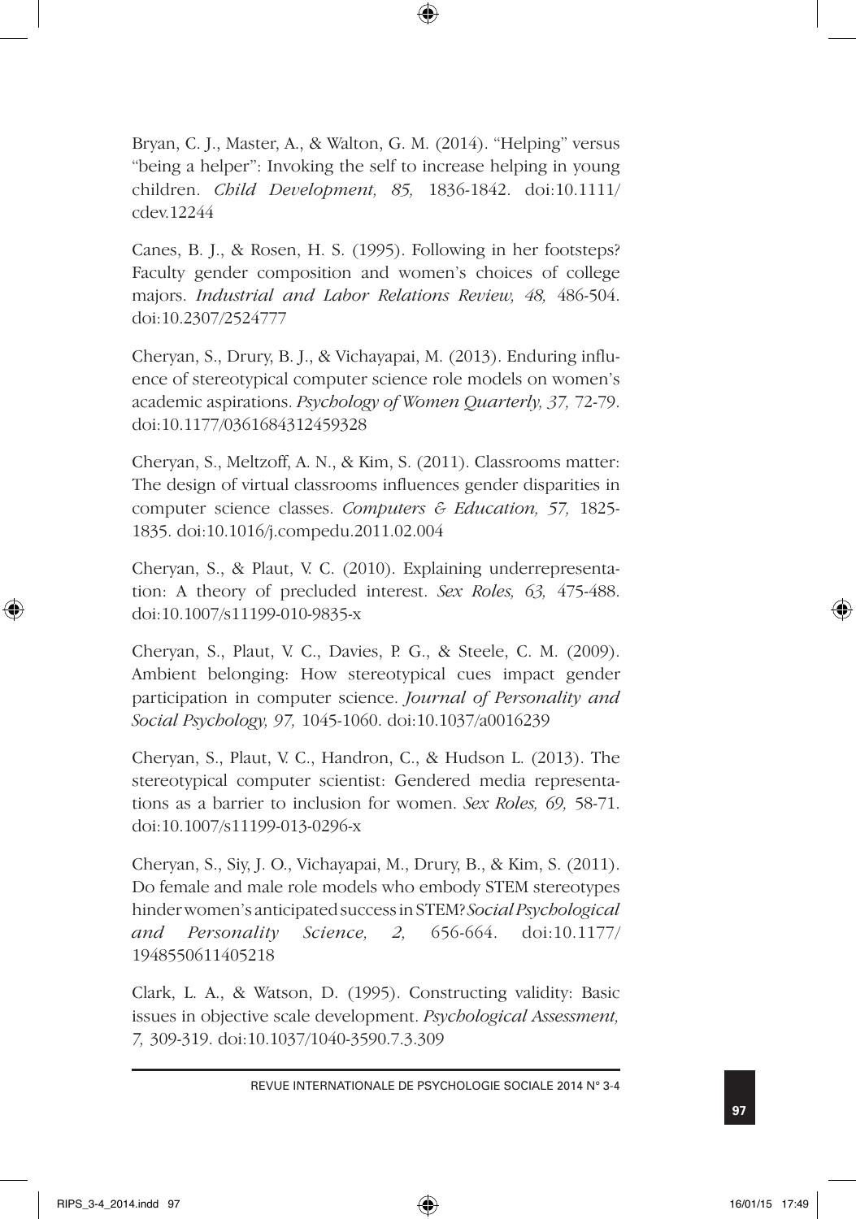Bryan, C. J., Master, A., & Walton, G. M. (2014). "Helping" versus "being a helper": Invoking the self to increase helping in young children. *Child Development, 85,* 1836-1842. doi:10.1111/cdev.12244

Canes, B. J., & Rosen, H. S. (1995). Following in her footsteps? Faculty gender composition and women's choices of college majors. *Industrial and Labor Relations Review, 48,* 486-504. doi:10.2307/2524777

Cheryan, S., Drury, B. J., & Vichayapai, M. (2013). Enduring influence of stereotypical computer science role models on women's academic aspirations. *Psychology of Women Quarterly, 37,* 72-79. doi:10.1177/0361684312459328

Cheryan, S., Meltzoff, A. N., & Kim, S. (2011). Classrooms matter: The design of virtual classrooms influences gender disparities in computer science classes. *Computers & Education, 57,* 1825-1835. doi:10.1016/j.compedu.2011.02.004

Cheryan, S., & Plaut, V. C. (2010). Explaining underrepresentation: A theory of precluded interest. *Sex Roles, 63,* 475-488. doi:10.1007/s11199-010-9835-x

Cheryan, S., Plaut, V. C., Davies, P. G., & Steele, C. M. (2009). Ambient belonging: How stereotypical cues impact gender participation in computer science. *Journal of Personality and Social Psychology, 97,* 1045-1060. doi:10.1037/a0016239

Cheryan, S., Plaut, V. C., Handron, C., & Hudson L. (2013). The stereotypical computer scientist: Gendered media representations as a barrier to inclusion for women. *Sex Roles, 69,* 58-71. doi:10.1007/s11199-013-0296-x

Cheryan, S., Siy, J. O., Vichayapai, M., Drury, B., & Kim, S. (2011). Do female and male role models who embody STEM stereotypes hinder women's anticipated success in STEM? *Social Psychological and Personality Science, 2,* 656-664. doi:10.1177/1948550611405218

Clark, L. A., & Watson, D. (1995). Constructing validity: Basic issues in objective scale development. *Psychological Assessment, 7,* 309-319. doi:10.1037/1040-3590.7.3.309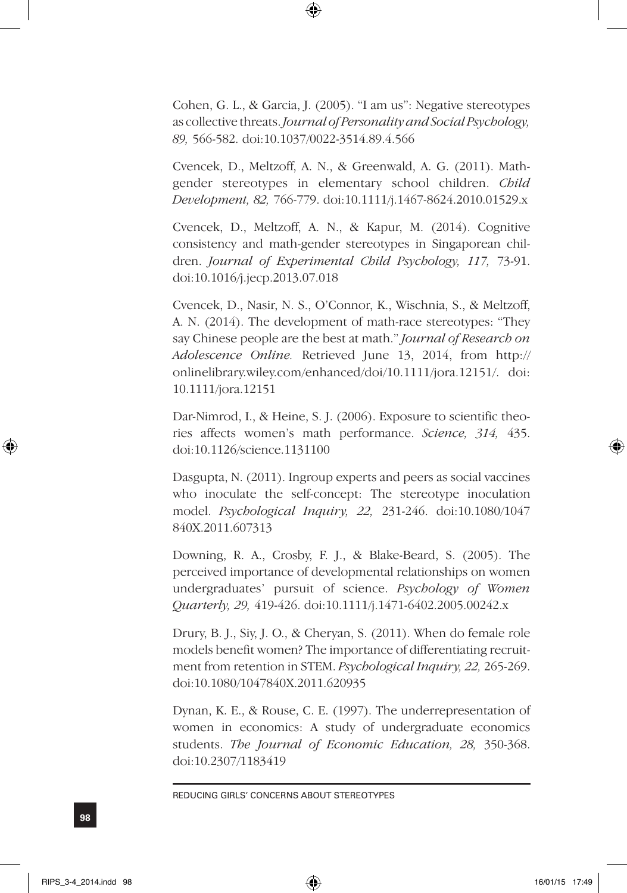Cohen, G. L., & Garcia, J. (2005). "I am us": Negative stereotypes as collective threats. *Journal of Personality and Social Psychology, 89,* 566-582. doi:10.1037/0022-3514.89.4.566

Cvencek, D., Meltzoff, A. N., & Greenwald, A. G. (2011). Math-gender stereotypes in elementary school children. *Child Development, 82,* 766-779. doi:10.1111/j.1467-8624.2010.01529.x

Cvencek, D., Meltzoff, A. N., & Kapur, M. (2014). Cognitive consistency and math-gender stereotypes in Singaporean children. *Journal of Experimental Child Psychology, 117,* 73-91. doi:10.1016/j.jecp.2013.07.018

Cvencek, D., Nasir, N. S., O'Connor, K., Wischnia, S., & Meltzoff, A. N. (2014). The development of math-race stereotypes: "They say Chinese people are the best at math." *Journal of Research on Adolescence Online.* Retrieved June 13, 2014, from http://onlinelibrary.wiley.com/enhanced/doi/10.1111/jora.12151/. doi: 10.1111/jora.12151

Dar-Nimrod, I., & Heine, S. J. (2006). Exposure to scientific theories affects women's math performance. *Science, 314,* 435. doi:10.1126/science.1131100

Dasgupta, N. (2011). Ingroup experts and peers as social vaccines who inoculate the self-concept: The stereotype inoculation model. *Psychological Inquiry, 22,* 231-246. doi:10.1080/1047840X.2011.607313

Downing, R. A., Crosby, F. J., & Blake-Beard, S. (2005). The perceived importance of developmental relationships on women undergraduates' pursuit of science. *Psychology of Women Quarterly, 29,* 419-426. doi:10.1111/j.1471-6402.2005.00242.x

Drury, B. J., Siy, J. O., & Cheryan, S. (2011). When do female role models benefit women? The importance of differentiating recruitment from retention in STEM. *Psychological Inquiry, 22,* 265-269. doi:10.1080/1047840X.2011.620935

Dynan, K. E., & Rouse, C. E. (1997). The underrepresentation of women in economics: A study of undergraduate economics students. *The Journal of Economic Education, 28,* 350-368. doi:10.2307/1183419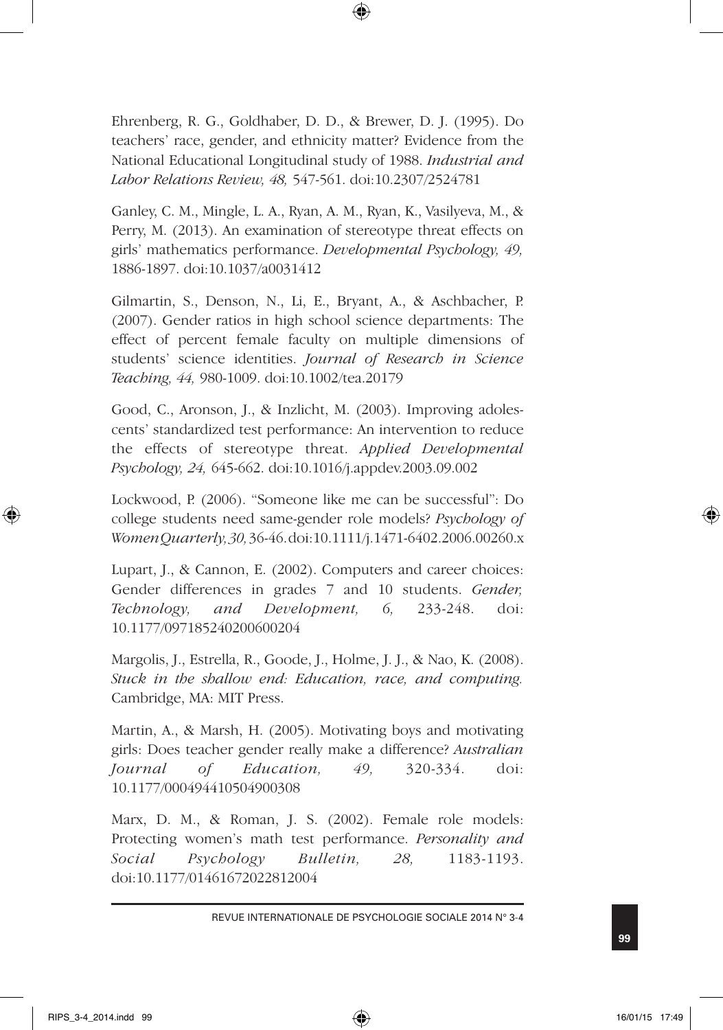Ehrenberg, R. G., Goldhaber, D. D., & Brewer, D. J. (1995). Do teachers' race, gender, and ethnicity matter? Evidence from the National Educational Longitudinal study of 1988. *Industrial and Labor Relations Review, 48,* 547-561. doi:10.2307/2524781

Ganley, C. M., Mingle, L. A., Ryan, A. M., Ryan, K., Vasilyeva, M., & Perry, M. (2013). An examination of stereotype threat effects on girls' mathematics performance. *Developmental Psychology, 49,* 1886-1897. doi:10.1037/a0031412

Gilmartin, S., Denson, N., Li, E., Bryant, A., & Aschbacher, P. (2007). Gender ratios in high school science departments: The effect of percent female faculty on multiple dimensions of students' science identities. *Journal of Research in Science Teaching, 44,* 980-1009. doi:10.1002/tea.20179

Good, C., Aronson, J., & Inzlicht, M. (2003). Improving adolescents' standardized test performance: An intervention to reduce the effects of stereotype threat. *Applied Developmental Psychology, 24,* 645-662. doi:10.1016/j.appdev.2003.09.002

Lockwood, P. (2006). "Someone like me can be successful": Do college students need same-gender role models? *Psychology of Women Quarterly, 30,* 36-46. doi:10.1111/j.1471-6402.2006.00260.x

Lupart, J., & Cannon, E. (2002). Computers and career choices: Gender differences in grades 7 and 10 students. *Gender, Technology, and Development, 6,* 233-248. doi: 10.1177/097185240200600204

Margolis, J., Estrella, R., Goode, J., Holme, J. J., & Nao, K. (2008). *Stuck in the shallow end: Education, race, and computing.* Cambridge, MA: MIT Press.

Martin, A., & Marsh, H. (2005). Motivating boys and motivating girls: Does teacher gender really make a difference? *Australian Journal of Education, 49,* 320-334. doi: 10.1177/000494410504900308

Marx, D. M., & Roman, J. S. (2002). Female role models: Protecting women's math test performance. *Personality and Social Psychology Bulletin, 28,* 1183-1193. doi:10.1177/01461672022812004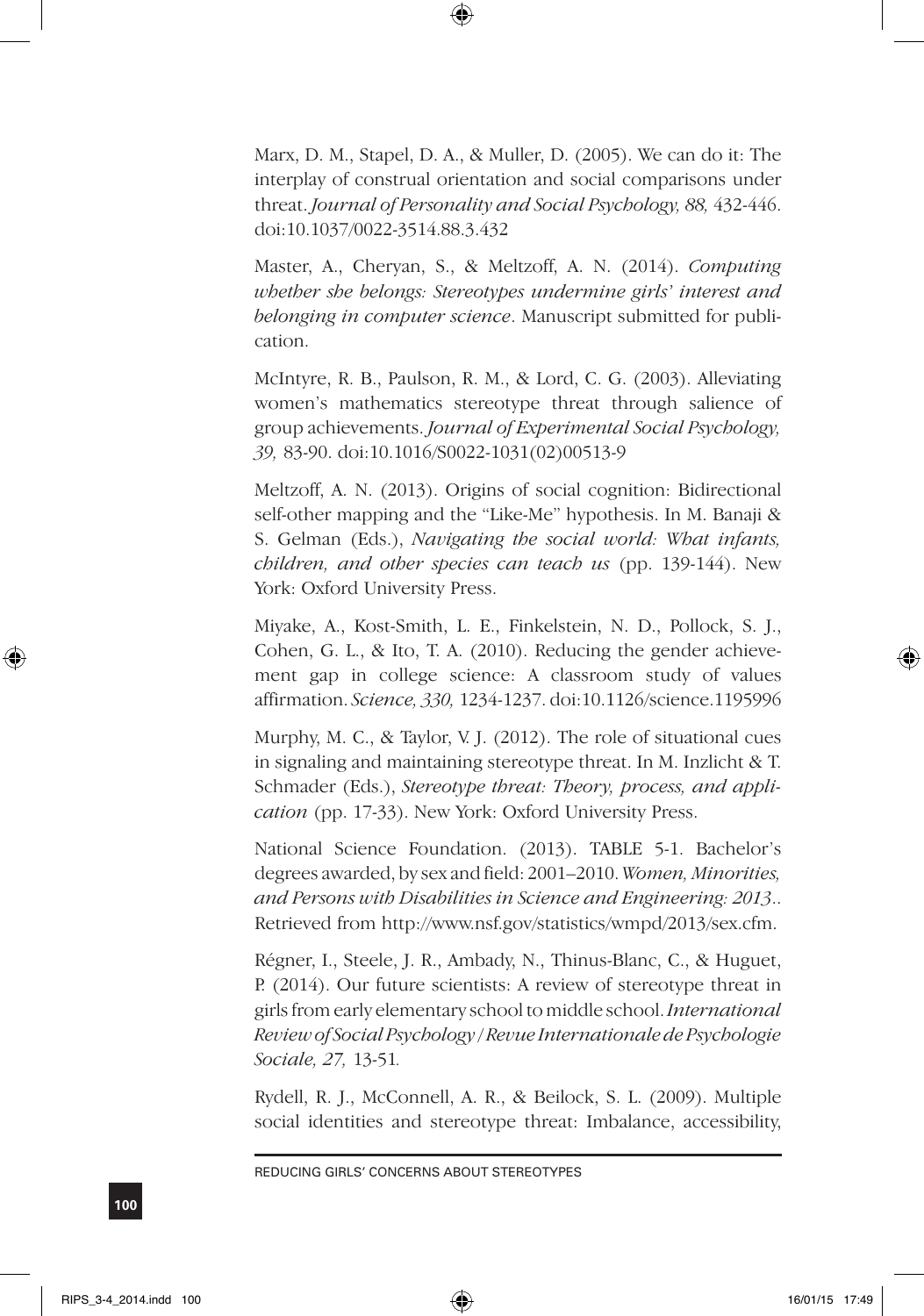Marx, D. M., Stapel, D. A., & Muller, D. (2005). We can do it: The interplay of construal orientation and social comparisons under threat. *Journal of Personality and Social Psychology, 88,* 432-446. doi:10.1037/0022-3514.88.3.432

Master, A., Cheryan, S., & Meltzoff, A. N. (2014). *Computing whether she belongs: Stereotypes undermine girls' interest and belonging in computer science*. Manuscript submitted for publication.

McIntyre, R. B., Paulson, R. M., & Lord, C. G. (2003). Alleviating women's mathematics stereotype threat through salience of group achievements. *Journal of Experimental Social Psychology, 39,* 83-90. doi:10.1016/S0022-1031(02)00513-9

Meltzoff, A. N. (2013). Origins of social cognition: Bidirectional self-other mapping and the "Like-Me" hypothesis. In M. Banaji & S. Gelman (Eds.), *Navigating the social world: What infants, children, and other species can teach us* (pp. 139-144). New York: Oxford University Press.

Miyake, A., Kost-Smith, L. E., Finkelstein, N. D., Pollock, S. J., Cohen, G. L., & Ito, T. A. (2010). Reducing the gender achievement gap in college science: A classroom study of values affirmation. *Science, 330,* 1234-1237. doi:10.1126/science.1195996

Murphy, M. C., & Taylor, V. J. (2012). The role of situational cues in signaling and maintaining stereotype threat. In M. Inzlicht & T. Schmader (Eds.), *Stereotype threat: Theory, process, and application* (pp. 17-33). New York: Oxford University Press.

National Science Foundation. (2013). TABLE 5-1. Bachelor's degrees awarded, by sex and field: 2001–2010. *Women, Minorities, and Persons with Disabilities in Science and Engineering: 2013.*. Retrieved from http://www.nsf.gov/statistics/wmpd/2013/sex.cfm.

Régner, I., Steele, J. R., Ambady, N., Thinus-Blanc, C., & Huguet, P. (2014). Our future scientists: A review of stereotype threat in girls from early elementary school to middle school. *International Review of Social Psychology / Revue Internationale de Psychologie Sociale, 27,* 13-51.

Rydell, R. J., McConnell, A. R., & Beilock, S. L. (2009). Multiple social identities and stereotype threat: Imbalance, accessibility,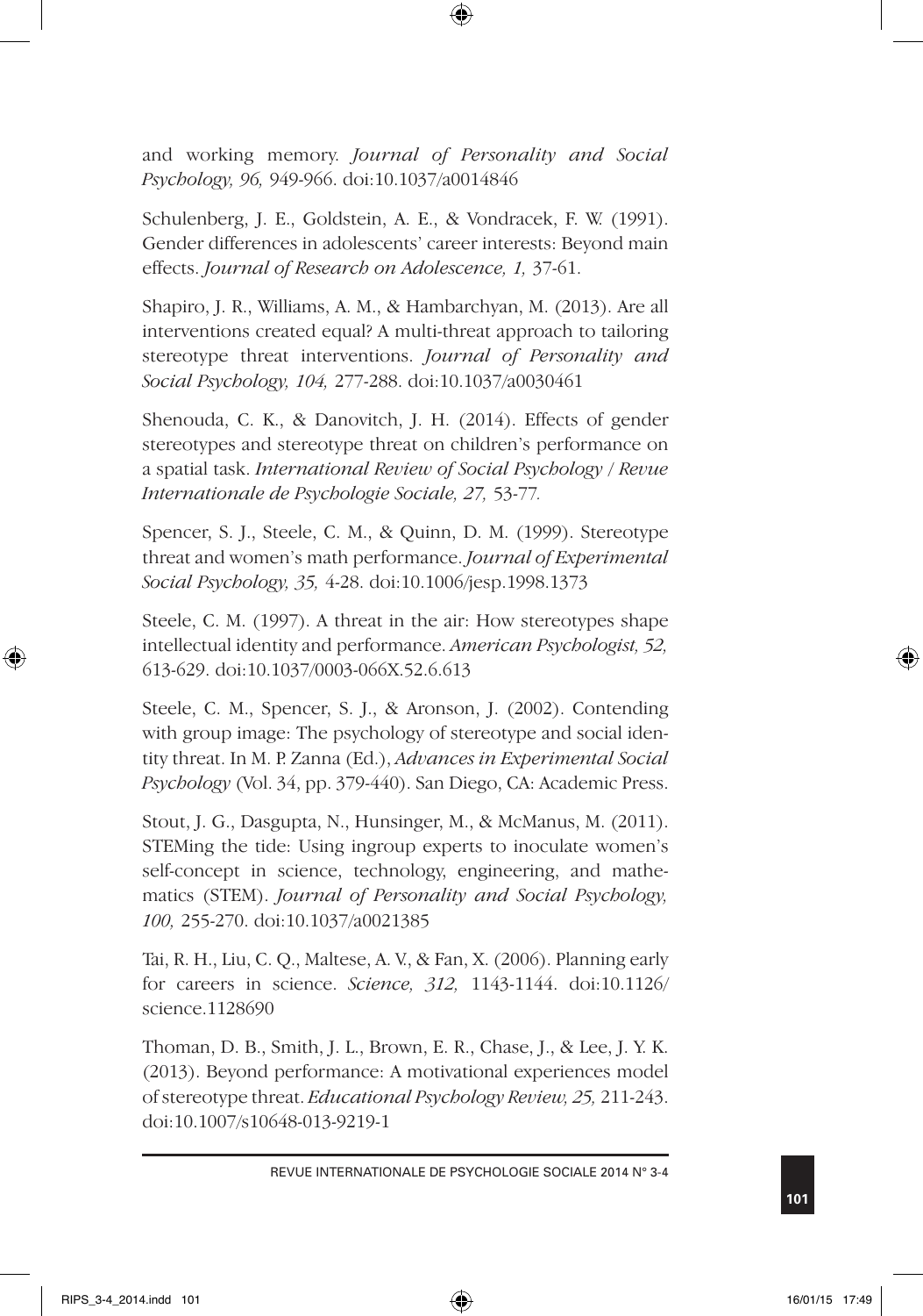and working memory. *Journal of Personality and Social Psychology, 96,* 949-966. doi:10.1037/a0014846

Schulenberg, J. E., Goldstein, A. E., & Vondracek, F. W. (1991). Gender differences in adolescents' career interests: Beyond main effects. *Journal of Research on Adolescence, 1,* 37-61.

Shapiro, J. R., Williams, A. M., & Hambarchyan, M. (2013). Are all interventions created equal? A multi-threat approach to tailoring stereotype threat interventions. *Journal of Personality and Social Psychology, 104,* 277-288. doi:10.1037/a0030461

Shenouda, C. K., & Danovitch, J. H. (2014). Effects of gender stereotypes and stereotype threat on children's performance on a spatial task. *International Review of Social Psychology / Revue Internationale de Psychologie Sociale, 27,* 53-77.

Spencer, S. J., Steele, C. M., & Quinn, D. M. (1999). Stereotype threat and women's math performance. *Journal of Experimental Social Psychology, 35,* 4-28. doi:10.1006/jesp.1998.1373

Steele, C. M. (1997). A threat in the air: How stereotypes shape intellectual identity and performance. *American Psychologist, 52,* 613-629. doi:10.1037/0003-066X.52.6.613

Steele, C. M., Spencer, S. J., & Aronson, J. (2002). Contending with group image: The psychology of stereotype and social identity threat. In M. P. Zanna (Ed.), *Advances in Experimental Social Psychology* (Vol. 34, pp. 379-440). San Diego, CA: Academic Press.

Stout, J. G., Dasgupta, N., Hunsinger, M., & McManus, M. (2011). STEMing the tide: Using ingroup experts to inoculate women's self-concept in science, technology, engineering, and mathematics (STEM). *Journal of Personality and Social Psychology, 100,* 255-270. doi:10.1037/a0021385

Tai, R. H., Liu, C. Q., Maltese, A. V., & Fan, X. (2006). Planning early for careers in science. *Science, 312,* 1143-1144. doi:10.1126/science.1128690

Thoman, D. B., Smith, J. L., Brown, E. R., Chase, J., & Lee, J. Y. K. (2013). Beyond performance: A motivational experiences model of stereotype threat. *Educational Psychology Review, 25,* 211-243. doi:10.1007/s10648-013-9219-1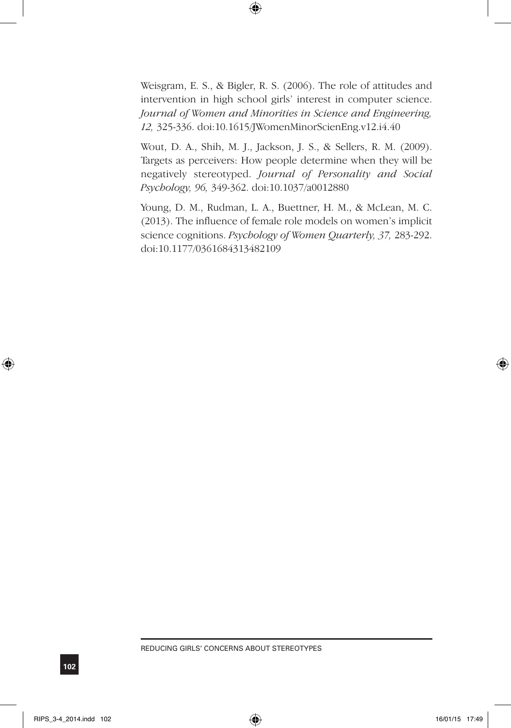Weisgram, E. S., & Bigler, R. S. (2006). The role of attitudes and intervention in high school girls' interest in computer science. *Journal of Women and Minorities in Science and Engineering, 12,* 325-336. doi:10.1615/JWomenMinorScienEng.v12.i4.40

Wout, D. A., Shih, M. J., Jackson, J. S., & Sellers, R. M. (2009). Targets as perceivers: How people determine when they will be negatively stereotyped. *Journal of Personality and Social Psychology, 96,* 349-362. doi:10.1037/a0012880

Young, D. M., Rudman, L. A., Buettner, H. M., & McLean, M. C. (2013). The influence of female role models on women's implicit science cognitions. *Psychology of Women Quarterly, 37,* 283-292. doi:10.1177/0361684313482109